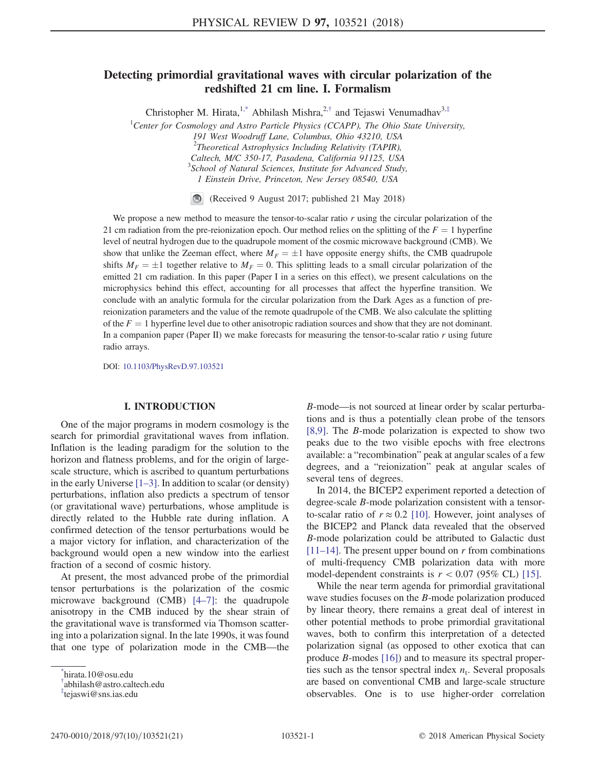# Detecting primordial gravitational waves with circular polarization of the redshifted 21 cm line. I. Formalism

Christopher M. Hirata,[1,*] Abhilash Mishra,[2,†] and Tejaswi Venumadhav[3,‡]

[1]Center for Cosmology and Astro Particle Physics (CCAPP), The Ohio State University, 191 West Woodruff Lane, Columbus, Ohio 43210, USA

[2]Theoretical Astrophysics Including Relativity (TAPIR), Caltech, M/C 350-17, Pasadena, California 91125, USA

[3]School of Natural Sciences, Institute for Advanced Study, 1 Einstein Drive, Princeton, New Jersey 08540, USA

(Received 9 August 2017; published 21 May 2018)

We propose a new method to measure the tensor-to-scalar ratio $r$ using the circular polarization of the 21 cm radiation from the pre-reionization epoch. Our method relies on the splitting of the $F = 1$ hyperfine level of neutral hydrogen due to the quadrupole moment of the cosmic microwave background (CMB). We show that unlike the Zeeman effect, where $M_F = \pm 1$ have opposite energy shifts, the CMB quadrupole shifts $M_F = \pm 1$ together relative to $M_F = 0$. This splitting leads to a small circular polarization of the emitted 21 cm radiation. In this paper (Paper I in a series on this effect), we present calculations on the microphysics behind this effect, accounting for all processes that affect the hyperfine transition. We conclude with an analytic formula for the circular polarization from the Dark Ages as a function of pre-reionization parameters and the value of the remote quadrupole of the CMB. We also calculate the splitting of the $F = 1$ hyperfine level due to other anisotropic radiation sources and show that they are not dominant. In a companion paper (Paper II) we make forecasts for measuring the tensor-to-scalar ratio $r$ using future radio arrays.

DOI: 10.1103/PhysRevD.97.103521

## I. INTRODUCTION

One of the major programs in modern cosmology is the search for primordial gravitational waves from inflation. Inflation is the leading paradigm for the solution to the horizon and flatness problems, and for the origin of large-scale structure, which is ascribed to quantum perturbations in the early Universe [1–3]. In addition to scalar (or density) perturbations, inflation also predicts a spectrum of tensor (or gravitational wave) perturbations, whose amplitude is directly related to the Hubble rate during inflation. A confirmed detection of the tensor perturbations would be a major victory for inflation, and characterization of the background would open a new window into the earliest fraction of a second of cosmic history.

At present, the most advanced probe of the primordial tensor perturbations is the polarization of the cosmic microwave background (CMB) [4–7]: the quadrupole anisotropy in the CMB induced by the shear strain of the gravitational wave is transformed via Thomson scattering into a polarization signal. In the late 1990s, it was found that one type of polarization mode in the CMB—the $B$-mode—is not sourced at linear order by scalar perturbations and is thus a potentially clean probe of the tensors [8,9]. The $B$-mode polarization is expected to show two peaks due to the two visible epochs with free electrons available: a "recombination" peak at angular scales of a few degrees, and a "reionization" peak at angular scales of several tens of degrees.

In 2014, the BICEP2 experiment reported a detection of degree-scale $B$-mode polarization consistent with a tensor-to-scalar ratio of $r \approx 0.2$ [10]. However, joint analyses of the BICEP2 and Planck data revealed that the observed $B$-mode polarization could be attributed to Galactic dust [11–14]. The present upper bound on $r$ from combinations of multi-frequency CMB polarization data with more model-dependent constraints is $r < 0.07$ (95% CL) [15].

While the near term agenda for primordial gravitational wave studies focuses on the $B$-mode polarization produced by linear theory, there remains a great deal of interest in other potential methods to probe primordial gravitational waves, both to confirm this interpretation of a detected polarization signal (as opposed to other exotica that can produce $B$-modes [16]) and to measure its spectral properties such as the tensor spectral index $n_t$. Several proposals are based on conventional CMB and large-scale structure observables. One is to use higher-order correlation

*hirata.10@osu.edu

†abhilash@astro.caltech.edu

‡tejaswi@sns.ias.edu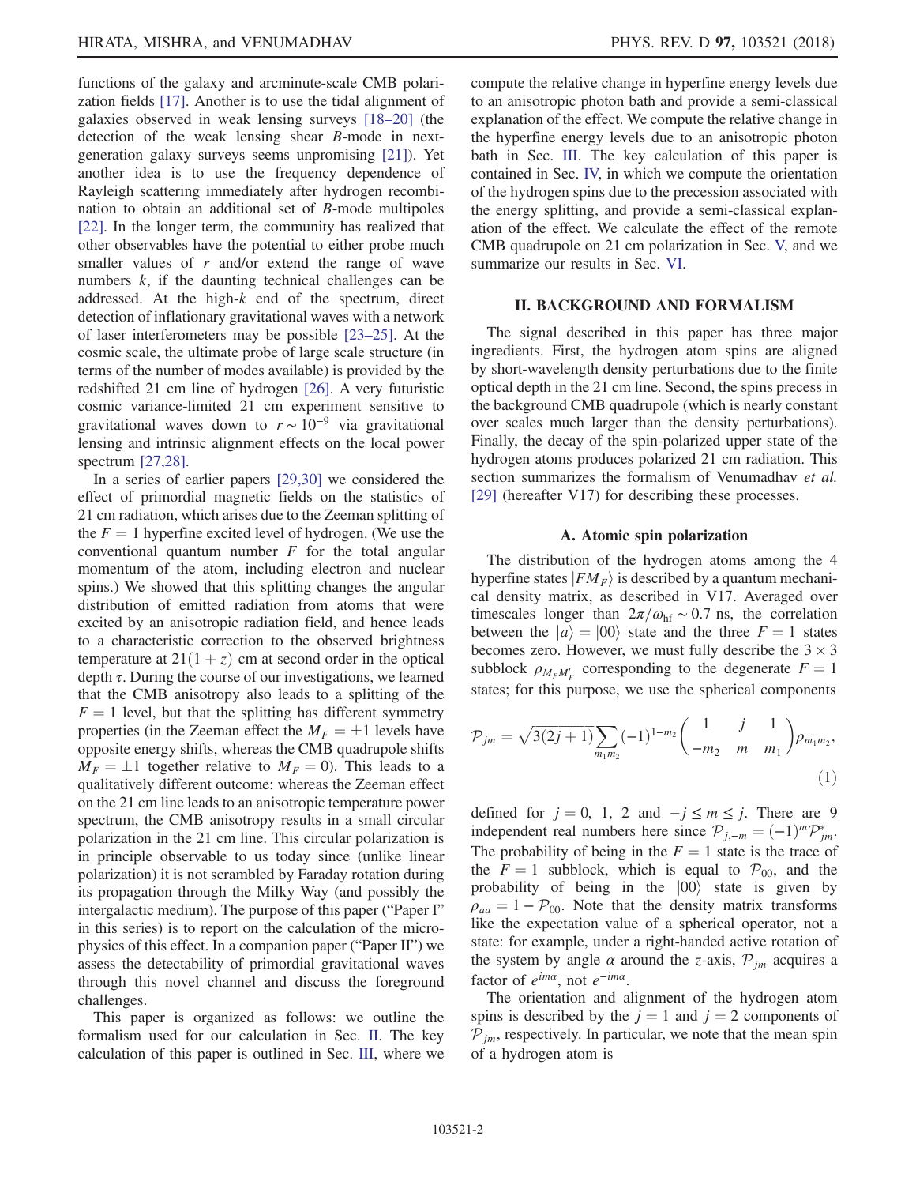functions of the galaxy and arcminute-scale CMB polarization fields [17]. Another is to use the tidal alignment of galaxies observed in weak lensing surveys [18–20] (the detection of the weak lensing shear $B$-mode in next-generation galaxy surveys seems unpromising [21]). Yet another idea is to use the frequency dependence of Rayleigh scattering immediately after hydrogen recombination to obtain an additional set of $B$-mode multipoles [22]. In the longer term, the community has realized that other observables have the potential to either probe much smaller values of $r$ and/or extend the range of wave numbers $k$, if the daunting technical challenges can be addressed. At the high-$k$ end of the spectrum, direct detection of inflationary gravitational waves with a network of laser interferometers may be possible [23–25]. At the cosmic scale, the ultimate probe of large scale structure (in terms of the number of modes available) is provided by the redshifted 21 cm line of hydrogen [26]. A very futuristic cosmic variance-limited 21 cm experiment sensitive to gravitational waves down to $r \sim 10^{-9}$ via gravitational lensing and intrinsic alignment effects on the local power spectrum [27,28].

In a series of earlier papers [29,30] we considered the effect of primordial magnetic fields on the statistics of 21 cm radiation, which arises due to the Zeeman splitting of the $F = 1$ hyperfine excited level of hydrogen. (We use the conventional quantum number $F$ for the total angular momentum of the atom, including electron and nuclear spins.) We showed that this splitting changes the angular distribution of emitted radiation from atoms that were excited by an anisotropic radiation field, and hence leads to a characteristic correction to the observed brightness temperature at $21(1+z)$ cm at second order in the optical depth $\tau$. During the course of our investigations, we learned that the CMB anisotropy also leads to a splitting of the $F = 1$ level, but that the splitting has different symmetry properties (in the Zeeman effect the $M_F = \pm 1$ levels have opposite energy shifts, whereas the CMB quadrupole shifts $M_F = \pm 1$ together relative to $M_F = 0$). This leads to a qualitatively different outcome: whereas the Zeeman effect on the 21 cm line leads to an anisotropic temperature power spectrum, the CMB anisotropy results in a small circular polarization in the 21 cm line. This circular polarization is in principle observable to us today since (unlike linear polarization) it is not scrambled by Faraday rotation during its propagation through the Milky Way (and possibly the intergalactic medium). The purpose of this paper ("Paper I" in this series) is to report on the calculation of the microphysics of this effect. In a companion paper ("Paper II") we assess the detectability of primordial gravitational waves through this novel channel and discuss the foreground challenges.

This paper is organized as follows: we outline the formalism used for our calculation in Sec. II. The key calculation of this paper is outlined in Sec. III, where we compute the relative change in hyperfine energy levels due to an anisotropic photon bath and provide a semi-classical explanation of the effect. We compute the relative change in the hyperfine energy levels due to an anisotropic photon bath in Sec. III. The key calculation of this paper is contained in Sec. IV, in which we compute the orientation of the hydrogen spins due to the precession associated with the energy splitting, and provide a semi-classical explanation of the effect. We calculate the effect of the remote CMB quadrupole on 21 cm polarization in Sec. V, and we summarize our results in Sec. VI.

## II. BACKGROUND AND FORMALISM

The signal described in this paper has three major ingredients. First, the hydrogen atom spins are aligned by short-wavelength density perturbations due to the finite optical depth in the 21 cm line. Second, the spins precess in the background CMB quadrupole (which is nearly constant over scales much larger than the density perturbations). Finally, the decay of the spin-polarized upper state of the hydrogen atoms produces polarized 21 cm radiation. This section summarizes the formalism of Venumadhav *et al.* [29] (hereafter V17) for describing these processes.

### A. Atomic spin polarization

The distribution of the hydrogen atoms among the 4 hyperfine states $|FM_F\rangle$ is described by a quantum mechanical density matrix, as described in V17. Averaged over timescales longer than $2\pi/\omega_{\rm hf} \sim 0.7$ ns, the correlation between the $|a\rangle = |00\rangle$ state and the three $F = 1$ states becomes zero. However, we must fully describe the $3 \times 3$ subblock $\rho_{M_F M_F'}$ corresponding to the degenerate $F = 1$ states; for this purpose, we use the spherical components

$$
\mathcal{P}_{jm} = \sqrt{3(2j+1)} \sum_{m_1 m_2} (-1)^{1-m_2} \begin{pmatrix} 1 & j & 1 \\ -m_2 & m & m_1 \end{pmatrix} \rho_{m_1 m_2}, \tag{1}
$$

defined for $j = 0,\ 1,\ 2$ and $-j \le m \le j$. There are 9 independent real numbers here since $\mathcal{P}_{j,-m} = (-1)^m \mathcal{P}^*_{jm}$. The probability of being in the $F = 1$ state is the trace of the $F = 1$ subblock, which is equal to $\mathcal{P}_{00}$, and the probability of being in the $|00\rangle$ state is given by $\rho_{aa} = 1 - \mathcal{P}_{00}$. Note that the density matrix transforms like the expectation value of a spherical operator, not a state: for example, under a right-handed active rotation of the system by angle $\alpha$ around the $z$-axis, $\mathcal{P}_{jm}$ acquires a factor of $e^{im\alpha}$, not $e^{-im\alpha}$.

The orientation and alignment of the hydrogen atom spins is described by the $j = 1$ and $j = 2$ components of $\mathcal{P}_{jm}$, respectively. In particular, we note that the mean spin of a hydrogen atom is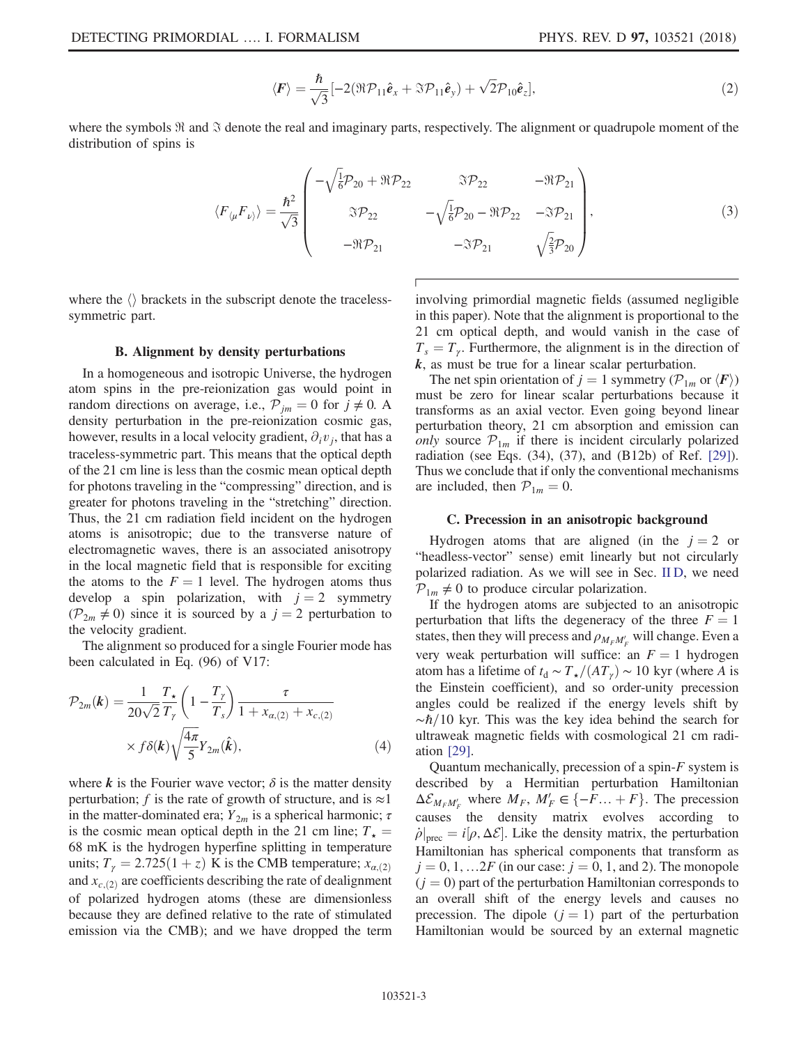$$\langle \boldsymbol{F} \rangle = \frac{\hbar}{\sqrt{3}}[-2(\Re \mathcal{P}_{11}\hat{\boldsymbol{e}}_x + \Im \mathcal{P}_{11}\hat{\boldsymbol{e}}_y) + \sqrt{2}\mathcal{P}_{10}\hat{\boldsymbol{e}}_z], \tag{2}$$

where the symbols $\Re$ and $\Im$ denote the real and imaginary parts, respectively. The alignment or quadrupole moment of the distribution of spins is

$$\langle F_{\langle \mu}F_{\nu\rangle}\rangle = \frac{\hbar^2}{\sqrt{3}}\begin{pmatrix} -\sqrt{\frac{1}{6}}\mathcal{P}_{20} + \Re\mathcal{P}_{22} & \Im\mathcal{P}_{22} & -\Re\mathcal{P}_{21} \\ \Im\mathcal{P}_{22} & -\sqrt{\frac{1}{6}}\mathcal{P}_{20} - \Re\mathcal{P}_{22} & -\Im\mathcal{P}_{21} \\ -\Re\mathcal{P}_{21} & -\Im\mathcal{P}_{21} & \sqrt{\frac{2}{3}}\mathcal{P}_{20} \end{pmatrix}, \tag{3}$$

where the $\langle\rangle$ brackets in the subscript denote the traceless-symmetric part.

### B. Alignment by density perturbations

In a homogeneous and isotropic Universe, the hydrogen atom spins in the pre-reionization gas would point in random directions on average, i.e., $\mathcal{P}_{jm} = 0$ for $j \neq 0$. A density perturbation in the pre-reionization cosmic gas, however, results in a local velocity gradient, $\partial_i v_j$, that has a traceless-symmetric part. This means that the optical depth of the 21 cm line is less than the cosmic mean optical depth for photons traveling in the "compressing" direction, and is greater for photons traveling in the "stretching" direction. Thus, the 21 cm radiation field incident on the hydrogen atoms is anisotropic; due to the transverse nature of electromagnetic waves, there is an associated anisotropy in the local magnetic field that is responsible for exciting the atoms to the $F = 1$ level. The hydrogen atoms thus develop a spin polarization, with $j = 2$ symmetry ($\mathcal{P}_{2m} \neq 0$) since it is sourced by a $j = 2$ perturbation to the velocity gradient.

The alignment so produced for a single Fourier mode has been calculated in Eq. (96) of V17:

$$\mathcal{P}_{2m}(\boldsymbol{k}) = \frac{1}{20\sqrt{2}}\frac{T_\star}{T_\gamma}\left(1 - \frac{T_\gamma}{T_s}\right)\frac{\tau}{1 + x_{\alpha,(2)} + x_{c,(2)}} \times f\delta(\boldsymbol{k})\sqrt{\frac{4\pi}{5}}Y_{2m}(\hat{\boldsymbol{k}}), \tag{4}$$

where $\boldsymbol{k}$ is the Fourier wave vector; $\delta$ is the matter density perturbation; $f$ is the rate of growth of structure, and is $\approx 1$ in the matter-dominated era; $Y_{2m}$ is a spherical harmonic; $\tau$ is the cosmic mean optical depth in the 21 cm line; $T_\star = 68$ mK is the hydrogen hyperfine splitting in temperature units; $T_\gamma = 2.725(1 + z)$ K is the CMB temperature; $x_{\alpha,(2)}$ and $x_{c,(2)}$ are coefficients describing the rate of dealignment of polarized hydrogen atoms (these are dimensionless because they are defined relative to the rate of stimulated emission via the CMB); and we have dropped the term involving primordial magnetic fields (assumed negligible in this paper). Note that the alignment is proportional to the 21 cm optical depth, and would vanish in the case of $T_s = T_\gamma$. Furthermore, the alignment is in the direction of $\boldsymbol{k}$, as must be true for a linear scalar perturbation.

The net spin orientation of $j = 1$ symmetry ($\mathcal{P}_{1m}$ or $\langle \boldsymbol{F} \rangle$) must be zero for linear scalar perturbations because it transforms as an axial vector. Even going beyond linear perturbation theory, 21 cm absorption and emission can *only* source $\mathcal{P}_{1m}$ if there is incident circularly polarized radiation (see Eqs. (34), (37), and (B12b) of Ref. [29]). Thus we conclude that if only the conventional mechanisms are included, then $\mathcal{P}_{1m} = 0$.

### C. Precession in an anisotropic background

Hydrogen atoms that are aligned (in the $j = 2$ or "headless-vector" sense) emit linearly but not circularly polarized radiation. As we will see in Sec. II D, we need $\mathcal{P}_{1m} \neq 0$ to produce circular polarization.

If the hydrogen atoms are subjected to an anisotropic perturbation that lifts the degeneracy of the three $F = 1$ states, then they will precess and $\rho_{M_F M'_F}$ will change. Even a very weak perturbation will suffice: an $F = 1$ hydrogen atom has a lifetime of $t_\text{d} \sim T_\star/(AT_\gamma) \sim 10$ kyr (where $A$ is the Einstein coefficient), and so order-unity precession angles could be realized if the energy levels shift by $\sim\hbar/10$ kyr. This was the key idea behind the search for ultraweak magnetic fields with cosmological 21 cm radiation [29].

Quantum mechanically, precession of a spin-$F$ system is described by a Hermitian perturbation Hamiltonian $\Delta\mathcal{E}_{M_F M'_F}$ where $M_F$, $M'_F \in \{-F \ldots +F\}$. The precession causes the density matrix evolves according to $\dot{\rho}|_\text{prec} = i[\rho, \Delta\mathcal{E}]$. Like the density matrix, the perturbation Hamiltonian has spherical components that transform as $j = 0, 1, \ldots 2F$ (in our case: $j = 0$, 1, and 2). The monopole ($j = 0$) part of the perturbation Hamiltonian corresponds to an overall shift of the energy levels and causes no precession. The dipole ($j = 1$) part of the perturbation Hamiltonian would be sourced by an external magnetic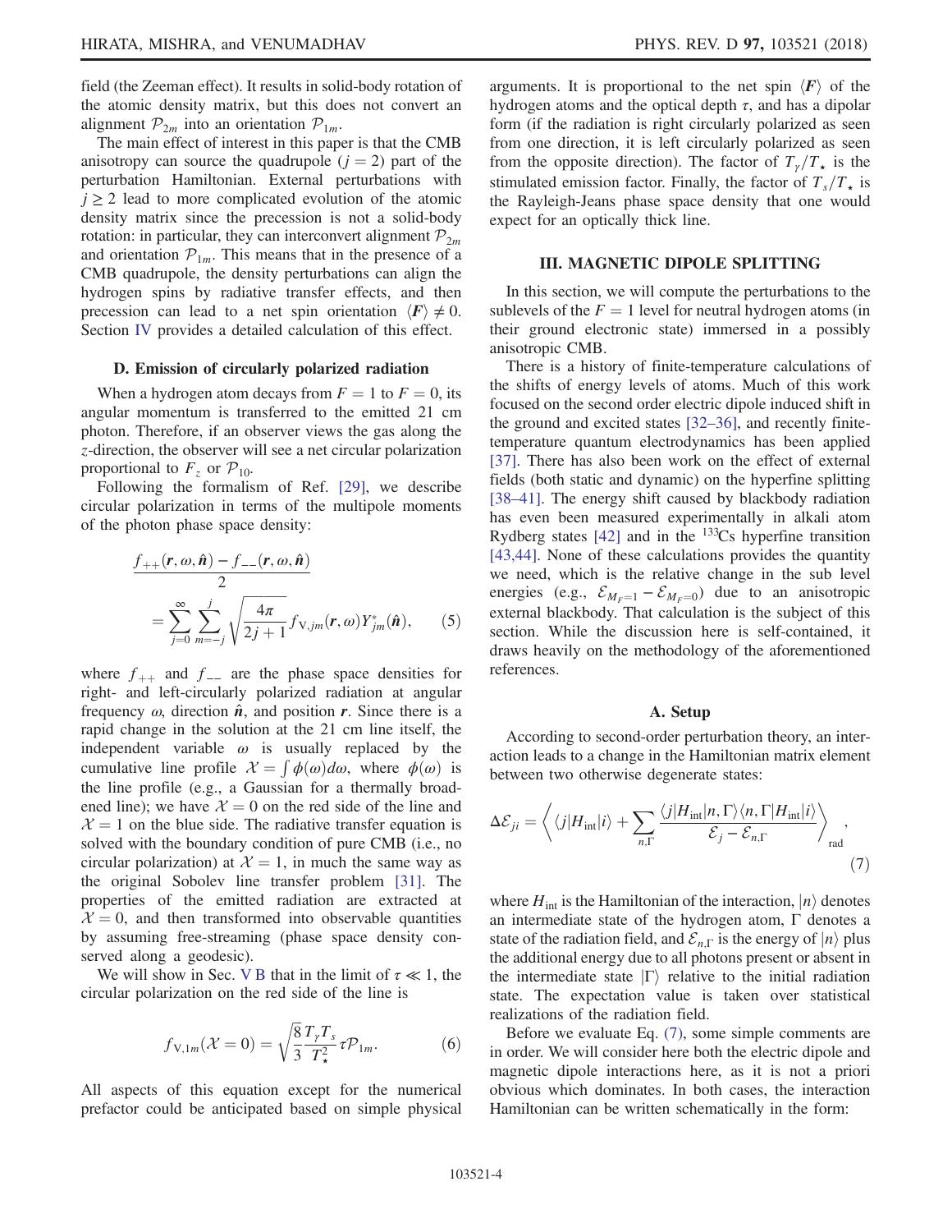field (the Zeeman effect). It results in solid-body rotation of the atomic density matrix, but this does not convert an alignment $\mathcal{P}_{2m}$ into an orientation $\mathcal{P}_{1m}$.

The main effect of interest in this paper is that the CMB anisotropy can source the quadrupole ($j = 2$) part of the perturbation Hamiltonian. External perturbations with $j \geq 2$ lead to more complicated evolution of the atomic density matrix since the precession is not a solid-body rotation: in particular, they can interconvert alignment $\mathcal{P}_{2m}$ and orientation $\mathcal{P}_{1m}$. This means that in the presence of a CMB quadrupole, the density perturbations can align the hydrogen spins by radiative transfer effects, and then precession can lead to a net spin orientation $\langle \boldsymbol{F} \rangle \neq 0$. Section IV provides a detailed calculation of this effect.

### D. Emission of circularly polarized radiation

When a hydrogen atom decays from $F = 1$ to $F = 0$, its angular momentum is transferred to the emitted 21 cm photon. Therefore, if an observer views the gas along the $z$-direction, the observer will see a net circular polarization proportional to $F_z$ or $\mathcal{P}_{10}$.

Following the formalism of Ref. [29], we describe circular polarization in terms of the multipole moments of the photon phase space density:

$$\frac{f_{++}(\boldsymbol{r}, \omega, \hat{\boldsymbol{n}}) - f_{--}(\boldsymbol{r}, \omega, \hat{\boldsymbol{n}})}{2} = \sum_{j=0}^{\infty} \sum_{m=-j}^{j} \sqrt{\frac{4\pi}{2j+1}} f_{\mathrm{V},jm}(\boldsymbol{r}, \omega) Y_{jm}^{*}(\hat{\boldsymbol{n}}), \tag{5}$$

where $f_{++}$ and $f_{--}$ are the phase space densities for right- and left-circularly polarized radiation at angular frequency $\omega$, direction $\hat{\boldsymbol{n}}$, and position $\boldsymbol{r}$. Since there is a rapid change in the solution at the 21 cm line itself, the independent variable $\omega$ is usually replaced by the cumulative line profile $\mathcal{X} = \int \phi(\omega) d\omega$, where $\phi(\omega)$ is the line profile (e.g., a Gaussian for a thermally broadened line); we have $\mathcal{X} = 0$ on the red side of the line and $\mathcal{X} = 1$ on the blue side. The radiative transfer equation is solved with the boundary condition of pure CMB (i.e., no circular polarization) at $\mathcal{X} = 1$, in much the same way as the original Sobolev line transfer problem [31]. The properties of the emitted radiation are extracted at $\mathcal{X} = 0$, and then transformed into observable quantities by assuming free-streaming (phase space density conserved along a geodesic).

We will show in Sec. V B that in the limit of $\tau \ll 1$, the circular polarization on the red side of the line is

$$f_{\mathrm{V},1m}(\mathcal{X} = 0) = \sqrt{\frac{8}{3}} \frac{T_\gamma T_s}{T_\star^2} \tau \mathcal{P}_{1m}. \tag{6}$$

All aspects of this equation except for the numerical prefactor could be anticipated based on simple physical arguments. It is proportional to the net spin $\langle \boldsymbol{F} \rangle$ of the hydrogen atoms and the optical depth $\tau$, and has a dipolar form (if the radiation is right circularly polarized as seen from one direction, it is left circularly polarized as seen from the opposite direction). The factor of $T_\gamma / T_\star$ is the stimulated emission factor. Finally, the factor of $T_s / T_\star$ is the Rayleigh-Jeans phase space density that one would expect for an optically thick line.

## III. MAGNETIC DIPOLE SPLITTING

In this section, we will compute the perturbations to the sublevels of the $F = 1$ level for neutral hydrogen atoms (in their ground electronic state) immersed in a possibly anisotropic CMB.

There is a history of finite-temperature calculations of the shifts of energy levels of atoms. Much of this work focused on the second order electric dipole induced shift in the ground and excited states [32–36], and recently finite-temperature quantum electrodynamics has been applied [37]. There has also been work on the effect of external fields (both static and dynamic) on the hyperfine splitting [38–41]. The energy shift caused by blackbody radiation has even been measured experimentally in alkali atom Rydberg states [42] and in the $^{133}$Cs hyperfine transition [43,44]. None of these calculations provides the quantity we need, which is the relative change in the sub level energies (e.g., $\mathcal{E}_{M_F=1} - \mathcal{E}_{M_F=0}$) due to an anisotropic external blackbody. That calculation is the subject of this section. While the discussion here is self-contained, it draws heavily on the methodology of the aforementioned references.

### A. Setup

According to second-order perturbation theory, an interaction leads to a change in the Hamiltonian matrix element between two otherwise degenerate states:

$$\Delta\mathcal{E}_{ji} = \left\langle \langle j | H_{\mathrm{int}} | i \rangle + \sum_{n,\Gamma} \frac{\langle j | H_{\mathrm{int}} | n, \Gamma \rangle \langle n, \Gamma | H_{\mathrm{int}} | i \rangle}{\mathcal{E}_j - \mathcal{E}_{n,\Gamma}} \right\rangle_{\mathrm{rad}}, \tag{7}$$

where $H_{\mathrm{int}}$ is the Hamiltonian of the interaction, $|n\rangle$ denotes an intermediate state of the hydrogen atom, $\Gamma$ denotes a state of the radiation field, and $\mathcal{E}_{n,\Gamma}$ is the energy of $|n\rangle$ plus the additional energy due to all photons present or absent in the intermediate state $|\Gamma\rangle$ relative to the initial radiation state. The expectation value is taken over statistical realizations of the radiation field.

Before we evaluate Eq. (7), some simple comments are in order. We will consider here both the electric dipole and magnetic dipole interactions here, as it is not a priori obvious which dominates. In both cases, the interaction Hamiltonian can be written schematically in the form: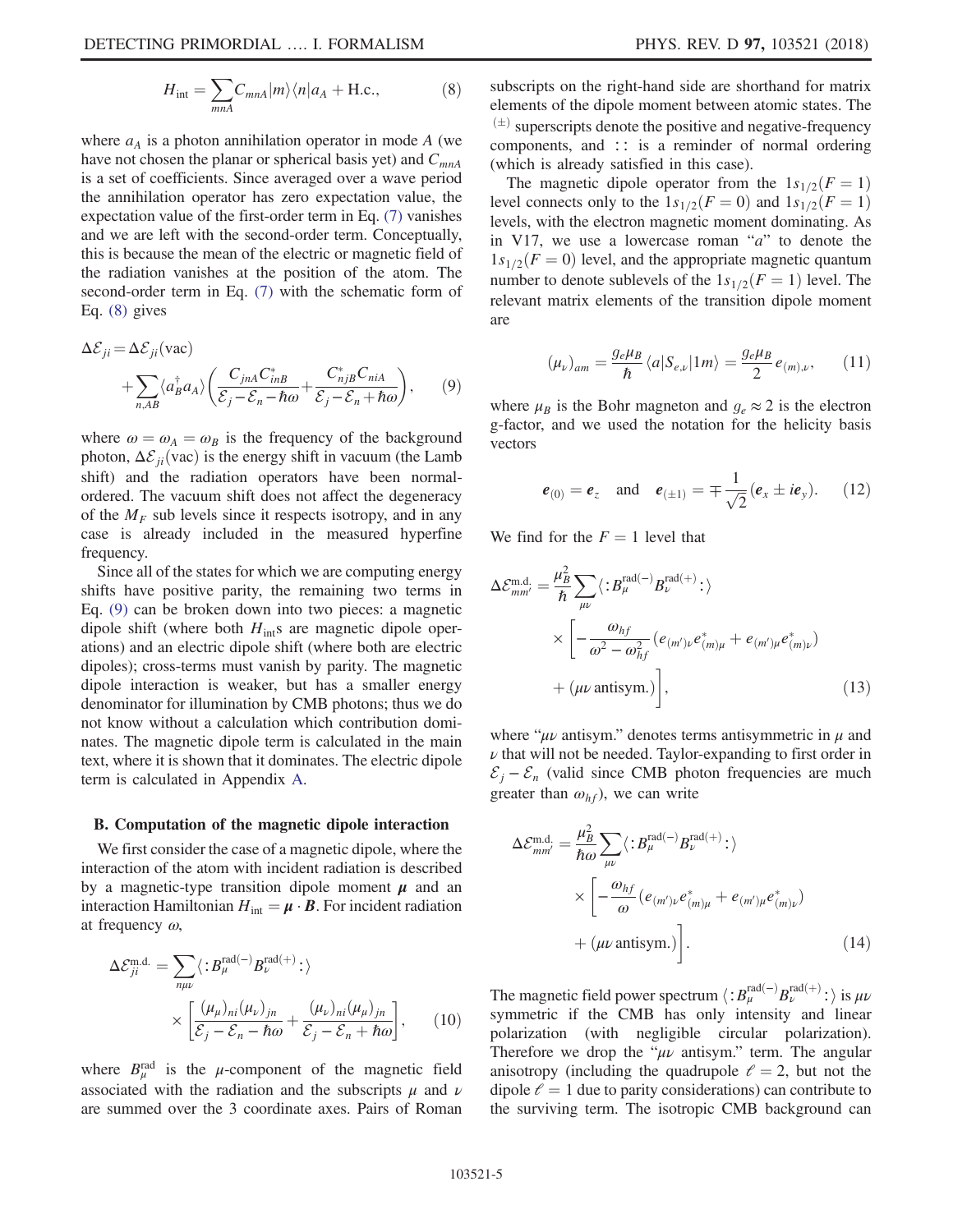$$H_{\rm int} = \sum_{mnA} C_{mnA} |m\rangle\langle n| a_A + {\rm H.c.}, \tag{8}$$

where $a_A$ is a photon annihilation operator in mode $A$ (we have not chosen the planar or spherical basis yet) and $C_{mnA}$ is a set of coefficients. Since averaged over a wave period the annihilation operator has zero expectation value, the expectation value of the first-order term in Eq. (7) vanishes and we are left with the second-order term. Conceptually, this is because the mean of the electric or magnetic field of the radiation vanishes at the position of the atom. The second-order term in Eq. (7) with the schematic form of Eq. (8) gives

$$\Delta\mathcal{E}_{ji} = \Delta\mathcal{E}_{ji}({\rm vac}) + \sum_{n,AB} \langle a_B^\dagger a_A \rangle \left( \frac{C_{jnA} C^*_{inB}}{\mathcal{E}_j - \mathcal{E}_n - \hbar\omega} + \frac{C^*_{njB} C_{niA}}{\mathcal{E}_j - \mathcal{E}_n + \hbar\omega} \right), \tag{9}$$

where $\omega = \omega_A = \omega_B$ is the frequency of the background photon, $\Delta\mathcal{E}_{ji}({\rm vac})$ is the energy shift in vacuum (the Lamb shift) and the radiation operators have been normal-ordered. The vacuum shift does not affect the degeneracy of the $M_F$ sub levels since it respects isotropy, and in any case is already included in the measured hyperfine frequency.

Since all of the states for which we are computing energy shifts have positive parity, the remaining two terms in Eq. (9) can be broken down into two pieces: a magnetic dipole shift (where both $H_{\rm int}$s are magnetic dipole operations) and an electric dipole shift (where both are electric dipoles); cross-terms must vanish by parity. The magnetic dipole interaction is weaker, but has a smaller energy denominator for illumination by CMB photons; thus we do not know without a calculation which contribution dominates. The magnetic dipole term is calculated in the main text, where it is shown that it dominates. The electric dipole term is calculated in Appendix A.

### B. Computation of the magnetic dipole interaction

We first consider the case of a magnetic dipole, where the interaction of the atom with incident radiation is described by a magnetic-type transition dipole moment $\boldsymbol{\mu}$ and an interaction Hamiltonian $H_{\rm int} = \boldsymbol{\mu} \cdot \boldsymbol{B}$. For incident radiation at frequency $\omega$,

$$\Delta\mathcal{E}^{\rm m.d.}_{ji} = \sum_{n\mu\nu} \langle :B^{{\rm rad}(-)}_\mu B^{{\rm rad}(+)}_\nu: \rangle \times \left[ \frac{(\mu_\mu)_{ni}(\mu_\nu)_{jn}}{\mathcal{E}_j - \mathcal{E}_n - \hbar\omega} + \frac{(\mu_\nu)_{ni}(\mu_\mu)_{jn}}{\mathcal{E}_j - \mathcal{E}_n + \hbar\omega} \right], \tag{10}$$

where $B^{\rm rad}_\mu$ is the $\mu$-component of the magnetic field associated with the radiation and the subscripts $\mu$ and $\nu$ are summed over the 3 coordinate axes. Pairs of Roman subscripts on the right-hand side are shorthand for matrix elements of the dipole moment between atomic states. The $^{(\pm)}$ superscripts denote the positive and negative-frequency components, and $::$ is a reminder of normal ordering (which is already satisfied in this case).

The magnetic dipole operator from the $1s_{1/2}(F=1)$ level connects only to the $1s_{1/2}(F=0)$ and $1s_{1/2}(F=1)$ levels, with the electron magnetic moment dominating. As in V17, we use a lowercase roman "$a$" to denote the $1s_{1/2}(F=0)$ level, and the appropriate magnetic quantum number to denote sublevels of the $1s_{1/2}(F=1)$ level. The relevant matrix elements of the transition dipole moment are

$$(\mu_\nu)_{am} = \frac{g_e \mu_B}{\hbar} \langle a | S_{e,\nu} | 1m \rangle = \frac{g_e \mu_B}{2} e_{(m),\nu}, \tag{11}$$

where $\mu_B$ is the Bohr magneton and $g_e \approx 2$ is the electron g-factor, and we used the notation for the helicity basis vectors

$$\boldsymbol{e}_{(0)} = \boldsymbol{e}_z \quad \text{and} \quad \boldsymbol{e}_{(\pm 1)} = \mp \frac{1}{\sqrt{2}} (\boldsymbol{e}_x \pm i \boldsymbol{e}_y). \tag{12}$$

We find for the $F=1$ level that

$$\Delta\mathcal{E}^{\rm m.d.}_{mm'} = \frac{\mu_B^2}{\hbar} \sum_{\mu\nu} \langle :B^{{\rm rad}(-)}_\mu B^{{\rm rad}(+)}_\nu: \rangle \times \left[ -\frac{\omega_{hf}}{\omega^2 - \omega_{hf}^2} (e_{(m')\nu} e^*_{(m)\mu} + e_{(m')\mu} e^*_{(m)\nu}) + (\mu\nu \text{ antisym.}) \right], \tag{13}$$

where "$\mu\nu$ antisym." denotes terms antisymmetric in $\mu$ and $\nu$ that will not be needed. Taylor-expanding to first order in $\mathcal{E}_j - \mathcal{E}_n$ (valid since CMB photon frequencies are much greater than $\omega_{hf}$), we can write

$$\Delta\mathcal{E}^{\rm m.d.}_{mm'} = \frac{\mu_B^2}{\hbar\omega} \sum_{\mu\nu} \langle :B^{{\rm rad}(-)}_\mu B^{{\rm rad}(+)}_\nu: \rangle \times \left[ -\frac{\omega_{hf}}{\omega} (e_{(m')\nu} e^*_{(m)\mu} + e_{(m')\mu} e^*_{(m)\nu}) + (\mu\nu \text{ antisym.}) \right]. \tag{14}$$

The magnetic field power spectrum $\langle :B^{{\rm rad}(-)}_\mu B^{{\rm rad}(+)}_\nu: \rangle$ is $\mu\nu$ symmetric if the CMB has only intensity and linear polarization (with negligible circular polarization). Therefore we drop the "$\mu\nu$ antisym." term. The angular anisotropy (including the quadrupole $\ell = 2$, but not the dipole $\ell = 1$ due to parity considerations) can contribute to the surviving term. The isotropic CMB background can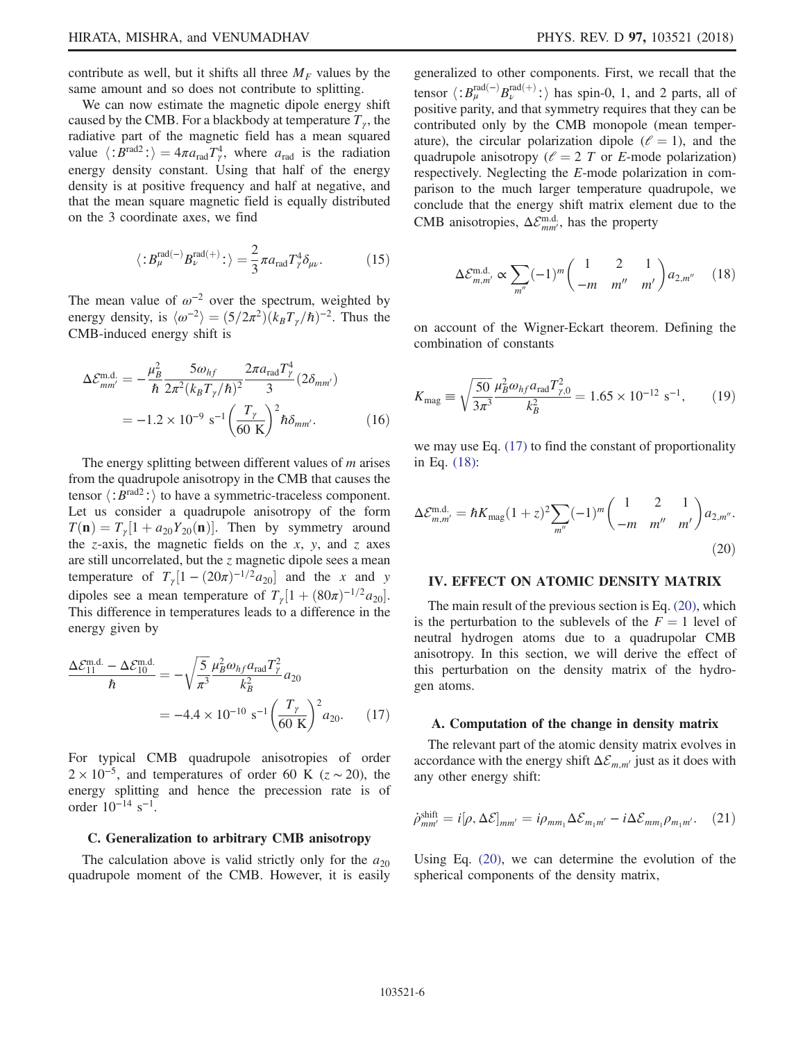contribute as well, but it shifts all three $M_F$ values by the same amount and so does not contribute to splitting.

We can now estimate the magnetic dipole energy shift caused by the CMB. For a blackbody at temperature $T_\gamma$, the radiative part of the magnetic field has a mean squared value $\langle :B^{\rm rad2}:\rangle = 4\pi a_{\rm rad} T_\gamma^4$, where $a_{\rm rad}$ is the radiation energy density constant. Using that half of the energy density is at positive frequency and half at negative, and that the mean square magnetic field is equally distributed on the 3 coordinate axes, we find

$$\langle :B_\mu^{{\rm rad}(-)} B_\nu^{{\rm rad}(+)}:\rangle = \frac{2}{3}\pi a_{\rm rad} T_\gamma^4 \delta_{\mu\nu}. \tag{15}$$

The mean value of $\omega^{-2}$ over the spectrum, weighted by energy density, is $\langle\omega^{-2}\rangle = (5/2\pi^2)(k_B T_\gamma/\hbar)^{-2}$. Thus the CMB-induced energy shift is

$$\begin{aligned}\Delta\mathcal{E}^{\rm m.d.}_{mm'} &= -\frac{\mu_B^2}{\hbar}\frac{5\omega_{hf}}{2\pi^2(k_B T_\gamma/\hbar)^2}\frac{2\pi a_{\rm rad}T_\gamma^4}{3}(2\delta_{mm'}) \\ &= -1.2\times 10^{-9}\ {\rm s}^{-1}\left(\frac{T_\gamma}{60\ {\rm K}}\right)^2 \hbar\delta_{mm'}.\end{aligned} \tag{16}$$

The energy splitting between different values of $m$ arises from the quadrupole anisotropy in the CMB that causes the tensor $\langle :B^{\rm rad2}:\rangle$ to have a symmetric-traceless component. Let us consider a quadrupole anisotropy of the form $T(\mathbf{n}) = T_\gamma[1 + a_{20}Y_{20}(\mathbf{n})]$. Then by symmetry around the $z$-axis, the magnetic fields on the $x$, $y$, and $z$ axes are still uncorrelated, but the $z$ magnetic dipole sees a mean temperature of $T_\gamma[1-(20\pi)^{-1/2}a_{20}]$ and the $x$ and $y$ dipoles see a mean temperature of $T_\gamma[1+(80\pi)^{-1/2}a_{20}]$. This difference in temperatures leads to a difference in the energy given by

$$\begin{aligned}\frac{\Delta\mathcal{E}^{\rm m.d.}_{11} - \Delta\mathcal{E}^{\rm m.d.}_{10}}{\hbar} &= -\sqrt{\frac{5}{\pi^3}}\frac{\mu_B^2\omega_{hf}a_{\rm rad}T_\gamma^2}{k_B^2}a_{20} \\ &= -4.4\times 10^{-10}\ {\rm s}^{-1}\left(\frac{T_\gamma}{60\ {\rm K}}\right)^2 a_{20}.\end{aligned} \tag{17}$$

For typical CMB quadrupole anisotropies of order $2\times 10^{-5}$, and temperatures of order 60 K ($z\sim 20$), the energy splitting and hence the precession rate is of order $10^{-14}\ {\rm s}^{-1}$.

### C. Generalization to arbitrary CMB anisotropy

The calculation above is valid strictly only for the $a_{20}$ quadrupole moment of the CMB. However, it is easily generalized to other components. First, we recall that the tensor $\langle :B_\mu^{{\rm rad}(-)}B_\nu^{{\rm rad}(+)}:\rangle$ has spin-0, 1, and 2 parts, all of positive parity, and that symmetry requires that they can be contributed only by the CMB monopole (mean temperature), the circular polarization dipole ($\ell = 1$), and the quadrupole anisotropy ($\ell = 2$ $T$ or $E$-mode polarization) respectively. Neglecting the $E$-mode polarization in comparison to the much larger temperature quadrupole, we conclude that the energy shift matrix element due to the CMB anisotropies, $\Delta\mathcal{E}^{\rm m.d.}_{mm'}$, has the property

$$\Delta\mathcal{E}^{\rm m.d.}_{m,m'} \propto \sum_{m''}(-1)^m\begin{pmatrix}1 & 2 & 1\\ -m & m'' & m'\end{pmatrix}a_{2,m''} \tag{18}$$

on account of the Wigner-Eckart theorem. Defining the combination of constants

$$K_{\rm mag} \equiv \sqrt{\frac{50}{3\pi^3}}\frac{\mu_B^2\omega_{hf}a_{\rm rad}T_{\gamma,0}^2}{k_B^2} = 1.65\times 10^{-12}\ {\rm s}^{-1}, \tag{19}$$

we may use Eq. (17) to find the constant of proportionality in Eq. (18):

$$\Delta\mathcal{E}^{\rm m.d.}_{m,m'} = \hbar K_{\rm mag}(1+z)^2\sum_{m''}(-1)^m\begin{pmatrix}1 & 2 & 1\\ -m & m'' & m'\end{pmatrix}a_{2,m''}. \tag{20}$$

## IV. EFFECT ON ATOMIC DENSITY MATRIX

The main result of the previous section is Eq. (20), which is the perturbation to the sublevels of the $F = 1$ level of neutral hydrogen atoms due to a quadrupolar CMB anisotropy. In this section, we will derive the effect of this perturbation on the density matrix of the hydrogen atoms.

### A. Computation of the change in density matrix

The relevant part of the atomic density matrix evolves in accordance with the energy shift $\Delta\mathcal{E}_{m,m'}$ just as it does with any other energy shift:

$$\dot\rho^{\rm shift}_{mm'} = i[\rho,\Delta\mathcal{E}]_{mm'} = i\rho_{mm_1}\Delta\mathcal{E}_{m_1m'} - i\Delta\mathcal{E}_{mm_1}\rho_{m_1m'}. \tag{21}$$

Using Eq. (20), we can determine the evolution of the spherical components of the density matrix,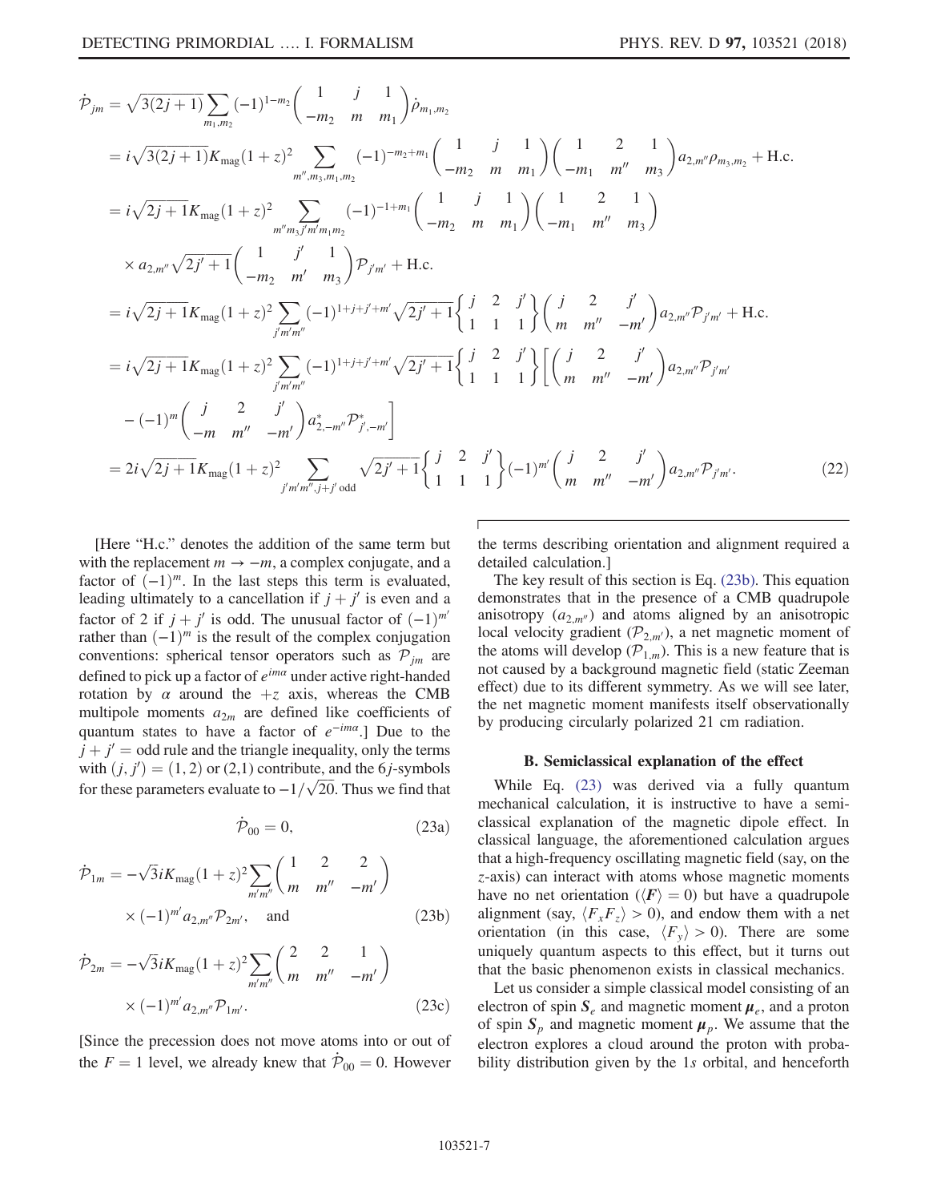$$
\begin{aligned}
\dot{\mathcal{P}}_{jm} &= \sqrt{3(2j+1)} \sum_{m_1,m_2} (-1)^{1-m_2} \begin{pmatrix} 1 & j & 1 \\ -m_2 & m & m_1 \end{pmatrix} \dot{\rho}_{m_1,m_2} \\
&= i\sqrt{3(2j+1)} K_{\rm mag}(1+z)^2 \sum_{m'',m_3,m_1,m_2} (-1)^{-m_2+m_1} \begin{pmatrix} 1 & j & 1 \\ -m_2 & m & m_1 \end{pmatrix} \begin{pmatrix} 1 & 2 & 1 \\ -m_1 & m'' & m_3 \end{pmatrix} a_{2,m''} \rho_{m_3,m_2} + \text{H.c.} \\
&= i\sqrt{2j+1} K_{\rm mag}(1+z)^2 \sum_{m'' m_3 j' m' m_1 m_2} (-1)^{-1+m_1} \begin{pmatrix} 1 & j & 1 \\ -m_2 & m & m_1 \end{pmatrix} \begin{pmatrix} 1 & 2 & 1 \\ -m_1 & m'' & m_3 \end{pmatrix} \\
&\quad \times a_{2,m''} \sqrt{2j'+1} \begin{pmatrix} 1 & j' & 1 \\ -m_2 & m' & m_3 \end{pmatrix} \mathcal{P}_{j'm'} + \text{H.c.} \\
&= i\sqrt{2j+1} K_{\rm mag}(1+z)^2 \sum_{j'm'm''} (-1)^{1+j+j'+m'} \sqrt{2j'+1} \begin{Bmatrix} j & 2 & j' \\ 1 & 1 & 1 \end{Bmatrix} \begin{pmatrix} j & 2 & j' \\ m & m'' & -m' \end{pmatrix} a_{2,m''} \mathcal{P}_{j'm'} + \text{H.c.} \\
&= i\sqrt{2j+1} K_{\rm mag}(1+z)^2 \sum_{j'm'm''} (-1)^{1+j+j'+m'} \sqrt{2j'+1} \begin{Bmatrix} j & 2 & j' \\ 1 & 1 & 1 \end{Bmatrix} \left[ \begin{pmatrix} j & 2 & j' \\ m & m'' & -m' \end{pmatrix} a_{2,m''} \mathcal{P}_{j'm'} \right. \\
&\quad \left. - (-1)^m \begin{pmatrix} j & 2 & j' \\ -m & m'' & -m' \end{pmatrix} a^*_{2,-m''} \mathcal{P}^*_{j',-m'} \right] \\
&= 2i\sqrt{2j+1} K_{\rm mag}(1+z)^2 \sum_{j'm'm'',j+j'\ \text{odd}} \sqrt{2j'+1} \begin{Bmatrix} j & 2 & j' \\ 1 & 1 & 1 \end{Bmatrix} (-1)^{m'} \begin{pmatrix} j & 2 & j' \\ m & m'' & -m' \end{pmatrix} a_{2,m''} \mathcal{P}_{j'm'}. 
\end{aligned} \tag{22}
$$

[Here "H.c." denotes the addition of the same term but with the replacement $m \to -m$, a complex conjugate, and a factor of $(-1)^m$. In the last steps this term is evaluated, leading ultimately to a cancellation if $j+j'$ is even and a factor of 2 if $j+j'$ is odd. The unusual factor of $(-1)^{m'}$ rather than $(-1)^m$ is the result of the complex conjugation conventions: spherical tensor operators such as $\mathcal{P}_{jm}$ are defined to pick up a factor of $e^{im\alpha}$ under active right-handed rotation by $\alpha$ around the $+z$ axis, whereas the CMB multipole moments $a_{2m}$ are defined like coefficients of quantum states to have a factor of $e^{-im\alpha}$.] Due to the $j+j' =$ odd rule and the triangle inequality, only the terms with $(j,j') = (1,2)$ or (2,1) contribute, and the 6$j$-symbols for these parameters evaluate to $-1/\sqrt{20}$. Thus we find that

$$
\dot{\mathcal{P}}_{00} = 0, \tag{23a}
$$

$$
\dot{\mathcal{P}}_{1m} = -\sqrt{3} i K_{\rm mag}(1+z)^2 \sum_{m'm''} \begin{pmatrix} 1 & 2 & 2 \\ m & m'' & -m' \end{pmatrix} \times (-1)^{m'} a_{2,m''} \mathcal{P}_{2m'}, \quad \text{and} \tag{23b}
$$

$$
\dot{\mathcal{P}}_{2m} = -\sqrt{3} i K_{\rm mag}(1+z)^2 \sum_{m'm''} \begin{pmatrix} 2 & 2 & 1 \\ m & m'' & -m' \end{pmatrix} \times (-1)^{m'} a_{2,m''} \mathcal{P}_{1m'}. \tag{23c}
$$

[Since the precession does not move atoms into or out of the $F=1$ level, we already knew that $\dot{\mathcal{P}}_{00} = 0$. However the terms describing orientation and alignment required a detailed calculation.]

The key result of this section is Eq. (23b). This equation demonstrates that in the presence of a CMB quadrupole anisotropy ($a_{2,m''}$) and atoms aligned by an anisotropic local velocity gradient ($\mathcal{P}_{2,m'}$), a net magnetic moment of the atoms will develop ($\mathcal{P}_{1,m}$). This is a new feature that is not caused by a background magnetic field (static Zeeman effect) due to its different symmetry. As we will see later, the net magnetic moment manifests itself observationally by producing circularly polarized 21 cm radiation.

### B. Semiclassical explanation of the effect

While Eq. (23) was derived via a fully quantum mechanical calculation, it is instructive to have a semiclassical explanation of the magnetic dipole effect. In classical language, the aforementioned calculation argues that a high-frequency oscillating magnetic field (say, on the $z$-axis) can interact with atoms whose magnetic moments have no net orientation ($\langle \boldsymbol{F} \rangle = 0$) but have a quadrupole alignment (say, $\langle F_x F_z \rangle > 0$), and endow them with a net orientation (in this case, $\langle F_y \rangle > 0$). There are some uniquely quantum aspects to this effect, but it turns out that the basic phenomenon exists in classical mechanics.

Let us consider a simple classical model consisting of an electron of spin $\boldsymbol{S}_e$ and magnetic moment $\boldsymbol{\mu}_e$, and a proton of spin $\boldsymbol{S}_p$ and magnetic moment $\boldsymbol{\mu}_p$. We assume that the electron explores a cloud around the proton with probability distribution given by the 1$s$ orbital, and henceforth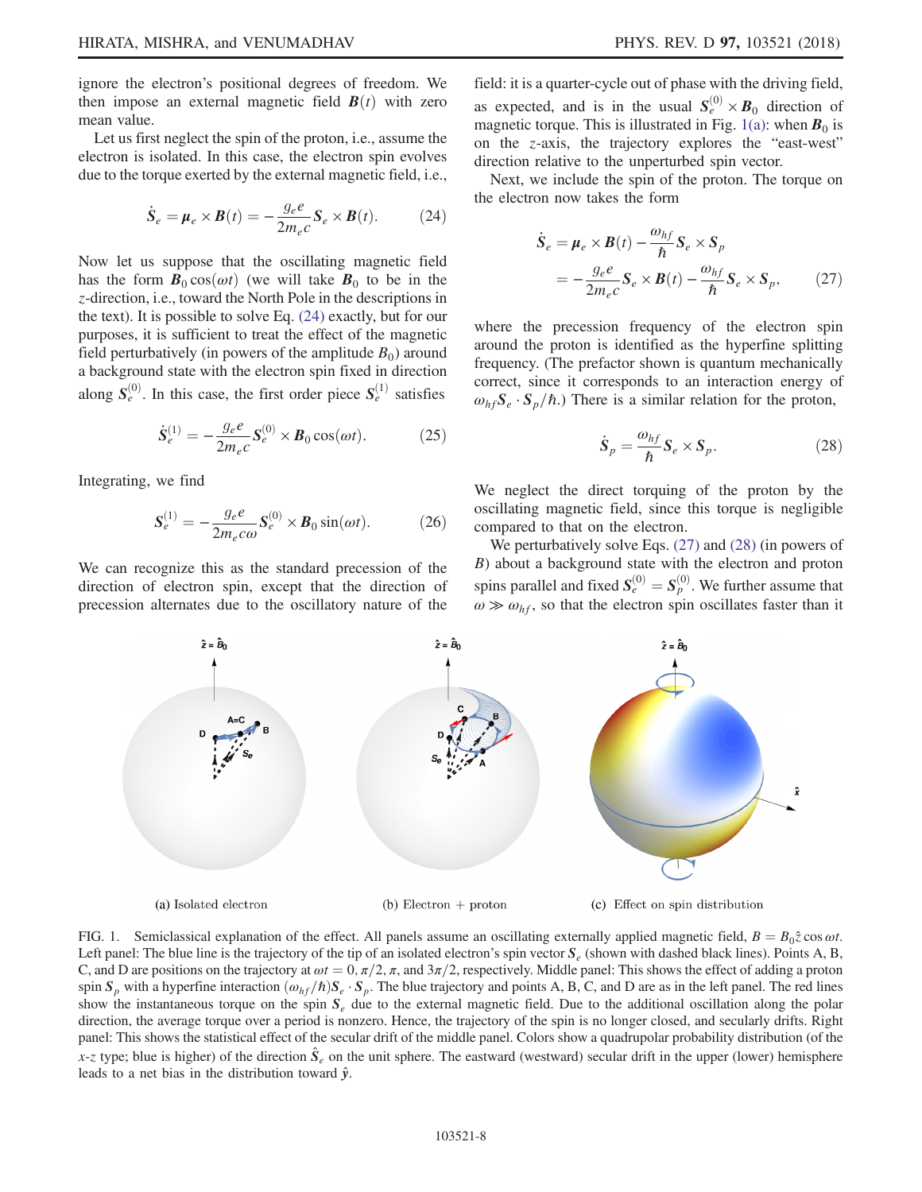ignore the electron's positional degrees of freedom. We then impose an external magnetic field $\boldsymbol{B}(t)$ with zero mean value.

Let us first neglect the spin of the proton, i.e., assume the electron is isolated. In this case, the electron spin evolves due to the torque exerted by the external magnetic field, i.e.,

$$\dot{\boldsymbol{S}}_e = \boldsymbol{\mu}_e \times \boldsymbol{B}(t) = -\frac{g_e e}{2m_e c}\boldsymbol{S}_e \times \boldsymbol{B}(t). \tag{24}$$

Now let us suppose that the oscillating magnetic field has the form $\boldsymbol{B}_0 \cos(\omega t)$ (we will take $\boldsymbol{B}_0$ to be in the $z$-direction, i.e., toward the North Pole in the descriptions in the text). It is possible to solve Eq. (24) exactly, but for our purposes, it is sufficient to treat the effect of the magnetic field perturbatively (in powers of the amplitude $B_0$) around a background state with the electron spin fixed in direction along $\boldsymbol{S}_e^{(0)}$. In this case, the first order piece $\boldsymbol{S}_e^{(1)}$ satisfies

$$\dot{\boldsymbol{S}}_e^{(1)} = -\frac{g_e e}{2m_e c}\boldsymbol{S}_e^{(0)} \times \boldsymbol{B}_0 \cos(\omega t). \tag{25}$$

Integrating, we find

$$\boldsymbol{S}_e^{(1)} = -\frac{g_e e}{2m_e c\omega}\boldsymbol{S}_e^{(0)} \times \boldsymbol{B}_0 \sin(\omega t). \tag{26}$$

We can recognize this as the standard precession of the direction of electron spin, except that the direction of precession alternates due to the oscillatory nature of the field: it is a quarter-cycle out of phase with the driving field, as expected, and is in the usual $\boldsymbol{S}_e^{(0)} \times \boldsymbol{B}_0$ direction of magnetic torque. This is illustrated in Fig. 1(a): when $\boldsymbol{B}_0$ is on the $z$-axis, the trajectory explores the "east-west" direction relative to the unperturbed spin vector.

Next, we include the spin of the proton. The torque on the electron now takes the form

$$\begin{aligned}\dot{\boldsymbol{S}}_e &= \boldsymbol{\mu}_e \times \boldsymbol{B}(t) - \frac{\omega_{hf}}{\hbar}\boldsymbol{S}_e \times \boldsymbol{S}_p \\ &= -\frac{g_e e}{2m_e c}\boldsymbol{S}_e \times \boldsymbol{B}(t) - \frac{\omega_{hf}}{\hbar}\boldsymbol{S}_e \times \boldsymbol{S}_p,\end{aligned} \tag{27}$$

where the precession frequency of the electron spin around the proton is identified as the hyperfine splitting frequency. (The prefactor shown is quantum mechanically correct, since it corresponds to an interaction energy of $\omega_{hf}\boldsymbol{S}_e \cdot \boldsymbol{S}_p/\hbar$.) There is a similar relation for the proton,

$$\dot{\boldsymbol{S}}_p = \frac{\omega_{hf}}{\hbar}\boldsymbol{S}_e \times \boldsymbol{S}_p. \tag{28}$$

We neglect the direct torquing of the proton by the oscillating magnetic field, since this torque is negligible compared to that on the electron.

We perturbatively solve Eqs. (27) and (28) (in powers of $B$) about a background state with the electron and proton spins parallel and fixed $\boldsymbol{S}_e^{(0)} = \boldsymbol{S}_p^{(0)}$. We further assume that $\omega \gg \omega_{hf}$, so that the electron spin oscillates faster than it

FIG. 1. Semiclassical explanation of the effect. All panels assume an oscillating externally applied magnetic field, $B = B_0 \hat{z}\cos\omega t$. Left panel: The blue line is the trajectory of the tip of an isolated electron's spin vector $\boldsymbol{S}_e$ (shown with dashed black lines). Points A, B, C, and D are positions on the trajectory at $\omega t = 0, \pi/2, \pi$, and $3\pi/2$, respectively. Middle panel: This shows the effect of adding a proton spin $\boldsymbol{S}_p$ with a hyperfine interaction $(\omega_{hf}/\hbar)\boldsymbol{S}_e \cdot \boldsymbol{S}_p$. The blue trajectory and points A, B, C, and D are as in the left panel. The red lines show the instantaneous torque on the spin $\boldsymbol{S}_e$ due to the external magnetic field. Due to the additional oscillation along the polar direction, the average torque over a period is nonzero. Hence, the trajectory of the spin is no longer closed, and secularly drifts. Right panel: This shows the statistical effect of the secular drift of the middle panel. Colors show a quadrupolar probability distribution (of the $x$-$z$ type; blue is higher) of the direction $\hat{\boldsymbol{S}}_e$ on the unit sphere. The eastward (westward) secular drift in the upper (lower) hemisphere leads to a net bias in the distribution toward $\hat{\boldsymbol{y}}$.

(a) Isolated electron (b) Electron + proton (c) Effect on spin distribution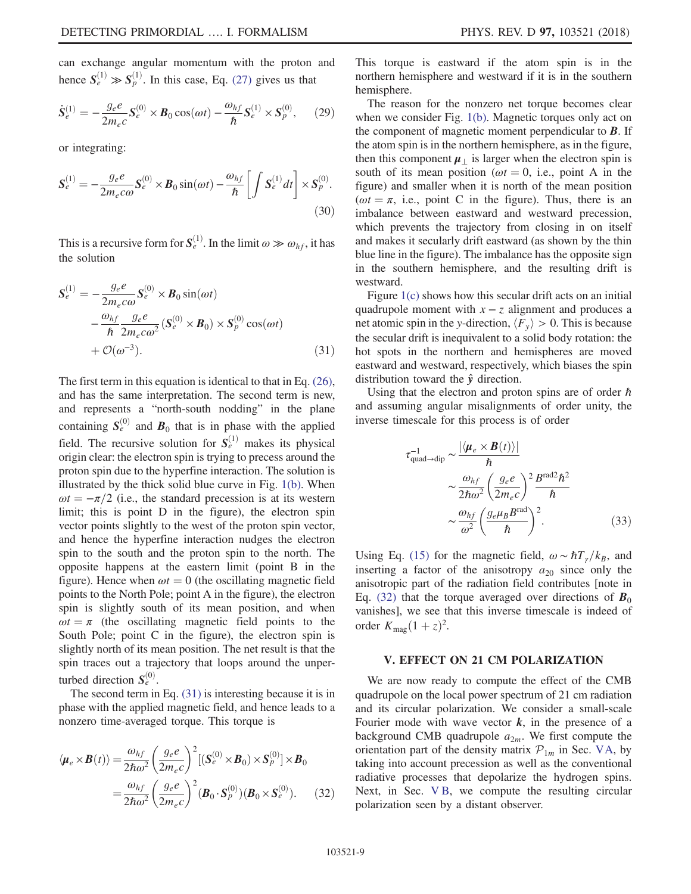can exchange angular momentum with the proton and hence $\boldsymbol{S}_e^{(1)} \gg \boldsymbol{S}_p^{(1)}$. In this case, Eq. (27) gives us that

$$\dot{\boldsymbol{S}}_e^{(1)} = -\frac{g_e e}{2m_e c}\boldsymbol{S}_e^{(0)} \times \boldsymbol{B}_0 \cos(\omega t) - \frac{\omega_{hf}}{\hbar}\boldsymbol{S}_e^{(1)} \times \boldsymbol{S}_p^{(0)}, \tag{29}$$

or integrating:

$$\boldsymbol{S}_e^{(1)} = -\frac{g_e e}{2m_e c\omega}\boldsymbol{S}_e^{(0)} \times \boldsymbol{B}_0 \sin(\omega t) - \frac{\omega_{hf}}{\hbar}\left[\int \boldsymbol{S}_e^{(1)} dt\right] \times \boldsymbol{S}_p^{(0)}. \tag{30}$$

This is a recursive form for $\boldsymbol{S}_e^{(1)}$. In the limit $\omega \gg \omega_{hf}$, it has the solution

$$\boldsymbol{S}_e^{(1)} = -\frac{g_e e}{2m_e c\omega}\boldsymbol{S}_e^{(0)} \times \boldsymbol{B}_0 \sin(\omega t) - \frac{\omega_{hf}}{\hbar}\frac{g_e e}{2m_e c\omega^2}(\boldsymbol{S}_e^{(0)} \times \boldsymbol{B}_0) \times \boldsymbol{S}_p^{(0)} \cos(\omega t) + \mathcal{O}(\omega^{-3}). \tag{31}$$

The first term in this equation is identical to that in Eq. (26), and has the same interpretation. The second term is new, and represents a "north-south nodding" in the plane containing $\boldsymbol{S}_e^{(0)}$ and $\boldsymbol{B}_0$ that is in phase with the applied field. The recursive solution for $\boldsymbol{S}_e^{(1)}$ makes its physical origin clear: the electron spin is trying to precess around the proton spin due to the hyperfine interaction. The solution is illustrated by the thick solid blue curve in Fig. 1(b). When $\omega t = -\pi/2$ (i.e., the standard precession is at its western limit; this is point D in the figure), the electron spin vector points slightly to the west of the proton spin vector, and hence the hyperfine interaction nudges the electron spin to the south and the proton spin to the north. The opposite happens at the eastern limit (point B in the figure). Hence when $\omega t = 0$ (the oscillating magnetic field points to the North Pole; point A in the figure), the electron spin is slightly south of its mean position, and when $\omega t = \pi$ (the oscillating magnetic field points to the South Pole; point C in the figure), the electron spin is slightly north of its mean position. The net result is that the spin traces out a trajectory that loops around the unperturbed direction $\boldsymbol{S}_e^{(0)}$.

The second term in Eq. (31) is interesting because it is in phase with the applied magnetic field, and hence leads to a nonzero time-averaged torque. This torque is

$$\langle \boldsymbol{\mu}_e \times \boldsymbol{B}(t)\rangle = \frac{\omega_{hf}}{2\hbar\omega^2}\left(\frac{g_e e}{2m_e c}\right)^2 [(\boldsymbol{S}_e^{(0)} \times \boldsymbol{B}_0) \times \boldsymbol{S}_p^{(0)}] \times \boldsymbol{B}_0 = \frac{\omega_{hf}}{2\hbar\omega^2}\left(\frac{g_e e}{2m_e c}\right)^2 (\boldsymbol{B}_0 \cdot \boldsymbol{S}_p^{(0)})(\boldsymbol{B}_0 \times \boldsymbol{S}_e^{(0)}). \tag{32}$$

This torque is eastward if the atom spin is in the northern hemisphere and westward if it is in the southern hemisphere.

The reason for the nonzero net torque becomes clear when we consider Fig. 1(b). Magnetic torques only act on the component of magnetic moment perpendicular to $\boldsymbol{B}$. If the atom spin is in the northern hemisphere, as in the figure, then this component $\boldsymbol{\mu}_\perp$ is larger when the electron spin is south of its mean position ($\omega t = 0$, i.e., point A in the figure) and smaller when it is north of the mean position ($\omega t = \pi$, i.e., point C in the figure). Thus, there is an imbalance between eastward and westward precession, which prevents the trajectory from closing in on itself and makes it secularly drift eastward (as shown by the thin blue line in the figure). The imbalance has the opposite sign in the southern hemisphere, and the resulting drift is westward.

Figure 1(c) shows how this secular drift acts on an initial quadrupole moment with $x - z$ alignment and produces a net atomic spin in the $y$-direction, $\langle F_y \rangle > 0$. This is because the secular drift is inequivalent to a solid body rotation: the hot spots in the northern and hemispheres are moved eastward and westward, respectively, which biases the spin distribution toward the $\hat{\boldsymbol{y}}$ direction.

Using that the electron and proton spins are of order $\hbar$ and assuming angular misalignments of order unity, the inverse timescale for this process is of order

$$\tau_{\text{quad}\to\text{dip}}^{-1} \sim \frac{|\langle \boldsymbol{\mu}_e \times \boldsymbol{B}(t)\rangle|}{\hbar} \sim \frac{\omega_{hf}}{2\hbar\omega^2}\left(\frac{g_e e}{2m_e c}\right)^2 \frac{B^{\text{rad}2}\hbar^2}{\hbar} \sim \frac{\omega_{hf}}{\omega^2}\left(\frac{g_e \mu_B B^{\text{rad}}}{\hbar}\right)^2. \tag{33}$$

Using Eq. (15) for the magnetic field, $\omega \sim \hbar T_\gamma / k_B$, and inserting a factor of the anisotropy $a_{20}$ since only the anisotropic part of the radiation field contributes [note in Eq. (32) that the torque averaged over directions of $\boldsymbol{B}_0$ vanishes], we see that this inverse timescale is indeed of order $K_{\text{mag}}(1+z)^2$.

## V. EFFECT ON 21 CM POLARIZATION

We are now ready to compute the effect of the CMB quadrupole on the local power spectrum of 21 cm radiation and its circular polarization. We consider a small-scale Fourier mode with wave vector $\boldsymbol{k}$, in the presence of a background CMB quadrupole $a_{2m}$. We first compute the orientation part of the density matrix $\mathcal{P}_{1m}$ in Sec. V A, by taking into account precession as well as the conventional radiative processes that depolarize the hydrogen spins. Next, in Sec. V B, we compute the resulting circular polarization seen by a distant observer.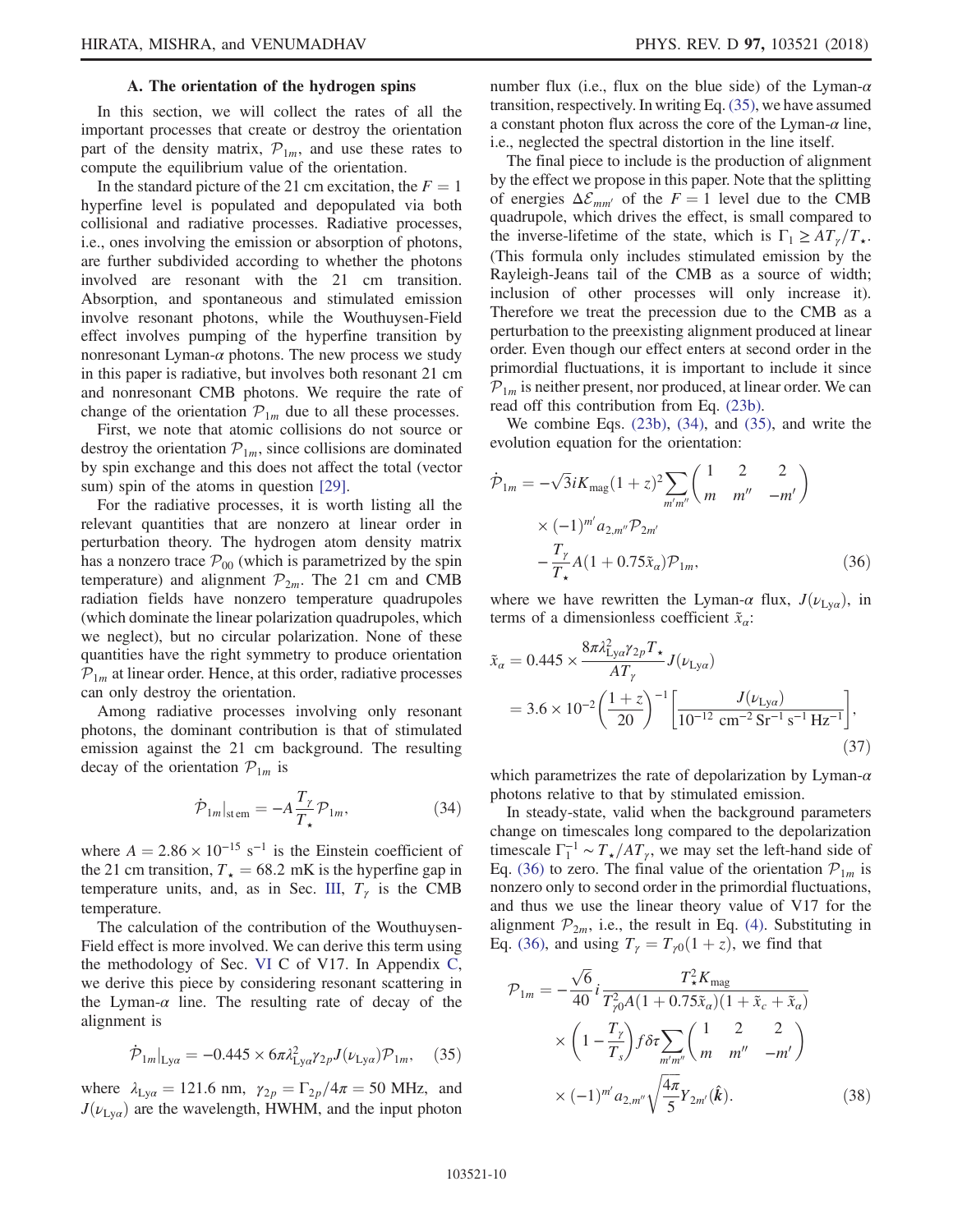### A. The orientation of the hydrogen spins

In this section, we will collect the rates of all the important processes that create or destroy the orientation part of the density matrix, $\mathcal{P}_{1m}$, and use these rates to compute the equilibrium value of the orientation.

In the standard picture of the 21 cm excitation, the $F = 1$ hyperfine level is populated and depopulated via both collisional and radiative processes. Radiative processes, i.e., ones involving the emission or absorption of photons, are further subdivided according to whether the photons involved are resonant with the 21 cm transition. Absorption, and spontaneous and stimulated emission involve resonant photons, while the Wouthuysen-Field effect involves pumping of the hyperfine transition by nonresonant Lyman-$\alpha$ photons. The new process we study in this paper is radiative, but involves both resonant 21 cm and nonresonant CMB photons. We require the rate of change of the orientation $\mathcal{P}_{1m}$ due to all these processes.

First, we note that atomic collisions do not source or destroy the orientation $\mathcal{P}_{1m}$, since collisions are dominated by spin exchange and this does not affect the total (vector sum) spin of the atoms in question [29].

For the radiative processes, it is worth listing all the relevant quantities that are nonzero at linear order in perturbation theory. The hydrogen atom density matrix has a nonzero trace $\mathcal{P}_{00}$ (which is parametrized by the spin temperature) and alignment $\mathcal{P}_{2m}$. The 21 cm and CMB radiation fields have nonzero temperature quadrupoles (which dominate the linear polarization quadrupoles, which we neglect), but no circular polarization. None of these quantities have the right symmetry to produce orientation $\mathcal{P}_{1m}$ at linear order. Hence, at this order, radiative processes can only destroy the orientation.

Among radiative processes involving only resonant photons, the dominant contribution is that of stimulated emission against the 21 cm background. The resulting decay of the orientation $\mathcal{P}_{1m}$ is

$$\dot{\mathcal{P}}_{1m}|_{\rm st\,em} = -A\frac{T_\gamma}{T_\star}\mathcal{P}_{1m}, \tag{34}$$

where $A = 2.86 \times 10^{-15}$ s$^{-1}$ is the Einstein coefficient of the 21 cm transition, $T_\star = 68.2$ mK is the hyperfine gap in temperature units, and, as in Sec. III, $T_\gamma$ is the CMB temperature.

The calculation of the contribution of the Wouthuysen-Field effect is more involved. We can derive this term using the methodology of Sec. VI C of V17. In Appendix C, we derive this piece by considering resonant scattering in the Lyman-$\alpha$ line. The resulting rate of decay of the alignment is

$$\dot{\mathcal{P}}_{1m}|_{\rm Ly\alpha} = -0.445 \times 6\pi\lambda_{\rm Ly\alpha}^2\gamma_{2p}J(\nu_{\rm Ly\alpha})\mathcal{P}_{1m}, \tag{35}$$

where $\lambda_{\rm Ly\alpha} = 121.6$ nm, $\gamma_{2p} = \Gamma_{2p}/4\pi = 50$ MHz, and $J(\nu_{\rm Ly\alpha})$ are the wavelength, HWHM, and the input photon number flux (i.e., flux on the blue side) of the Lyman-$\alpha$ transition, respectively. In writing Eq. (35), we have assumed a constant photon flux across the core of the Lyman-$\alpha$ line, i.e., neglected the spectral distortion in the line itself.

The final piece to include is the production of alignment by the effect we propose in this paper. Note that the splitting of energies $\Delta\mathcal{E}_{mm'}$ of the $F = 1$ level due to the CMB quadrupole, which drives the effect, is small compared to the inverse-lifetime of the state, which is $\Gamma_1 \geq AT_\gamma/T_\star$. (This formula only includes stimulated emission by the Rayleigh-Jeans tail of the CMB as a source of width; inclusion of other processes will only increase it). Therefore we treat the precession due to the CMB as a perturbation to the preexisting alignment produced at linear order. Even though our effect enters at second order in the primordial fluctuations, it is important to include it since $\mathcal{P}_{1m}$ is neither present, nor produced, at linear order. We can read off this contribution from Eq. (23b).

We combine Eqs. (23b), (34), and (35), and write the evolution equation for the orientation:

$$\begin{aligned}\dot{\mathcal{P}}_{1m} = &-\sqrt{3}iK_{\rm mag}(1+z)^2\sum_{m'm''}\begin{pmatrix} 1 & 2 & 2 \\ m & m'' & -m' \end{pmatrix}\\ &\times(-1)^{m'}a_{2,m''}\mathcal{P}_{2m'}\\ &-\frac{T_\gamma}{T_\star}A(1+0.75\tilde{x}_\alpha)\mathcal{P}_{1m},\end{aligned} \tag{36}$$

where we have rewritten the Lyman-$\alpha$ flux, $J(\nu_{\rm Ly\alpha})$, in terms of a dimensionless coefficient $\tilde{x}_\alpha$:

$$\begin{aligned}\tilde{x}_\alpha &= 0.445 \times \frac{8\pi\lambda_{\rm Ly\alpha}^2\gamma_{2p}T_\star}{AT_\gamma}J(\nu_{\rm Ly\alpha})\\ &= 3.6\times 10^{-2}\left(\frac{1+z}{20}\right)^{-1}\left[\frac{J(\nu_{\rm Ly\alpha})}{10^{-12}\ {\rm cm^{-2}\,Sr^{-1}\,s^{-1}\,Hz^{-1}}}\right],\end{aligned} \tag{37}$$

which parametrizes the rate of depolarization by Lyman-$\alpha$ photons relative to that by stimulated emission.

In steady-state, valid when the background parameters change on timescales long compared to the depolarization timescale $\Gamma_1^{-1} \sim T_\star/AT_\gamma$, we may set the left-hand side of Eq. (36) to zero. The final value of the orientation $\mathcal{P}_{1m}$ is nonzero only to second order in the primordial fluctuations, and thus we use the linear theory value of V17 for the alignment $\mathcal{P}_{2m}$, i.e., the result in Eq. (4). Substituting in Eq. (36), and using $T_\gamma = T_{\gamma 0}(1+z)$, we find that

$$\begin{aligned}\mathcal{P}_{1m} = &-\frac{\sqrt{6}}{40}i\frac{T_\star^2K_{\rm mag}}{T_{\gamma 0}^2A(1+0.75\tilde{x}_\alpha)(1+\tilde{x}_c+\tilde{x}_\alpha)}\\ &\times\left(1-\frac{T_\gamma}{T_s}\right)f\delta\tau\sum_{m'm''}\begin{pmatrix} 1 & 2 & 2 \\ m & m'' & -m' \end{pmatrix}\\ &\times(-1)^{m'}a_{2,m''}\sqrt{\frac{4\pi}{5}}Y_{2m'}(\hat{\boldsymbol{k}}).\end{aligned} \tag{38}$$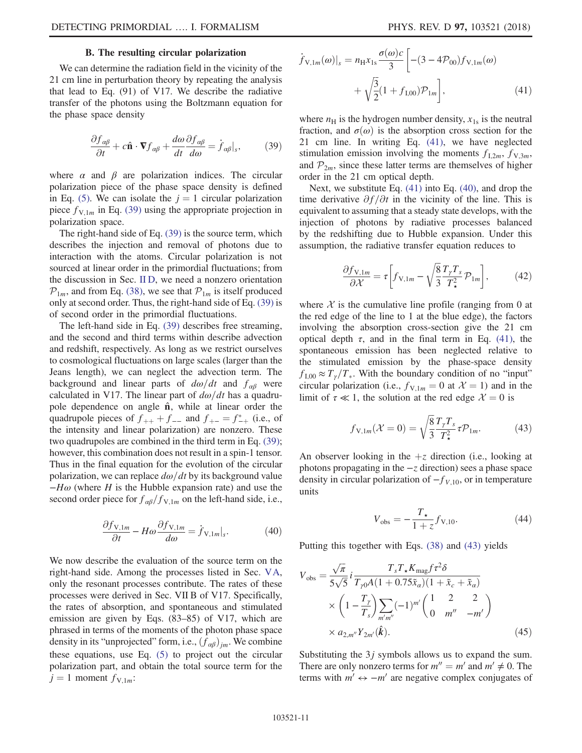### B. The resulting circular polarization

We can determine the radiation field in the vicinity of the 21 cm line in perturbation theory by repeating the analysis that lead to Eq. (91) of V17. We describe the radiative transfer of the photons using the Boltzmann equation for the phase space density

$$\frac{\partial f_{\alpha\beta}}{\partial t} + c\hat{\mathbf{n}}\cdot\nabla f_{\alpha\beta} + \frac{d\omega}{dt}\frac{\partial f_{\alpha\beta}}{d\omega} = \dot{f}_{\alpha\beta}|_s, \tag{39}$$

where $\alpha$ and $\beta$ are polarization indices. The circular polarization piece of the phase space density is defined in Eq. (5). We can isolate the $j = 1$ circular polarization piece $f_{V,1m}$ in Eq. (39) using the appropriate projection in polarization space.

The right-hand side of Eq. (39) is the source term, which describes the injection and removal of photons due to interaction with the atoms. Circular polarization is not sourced at linear order in the primordial fluctuations; from the discussion in Sec. II D, we need a nonzero orientation $\mathcal{P}_{1m}$, and from Eq. (38), we see that $\mathcal{P}_{1m}$ is itself produced only at second order. Thus, the right-hand side of Eq. (39) is of second order in the primordial fluctuations.

The left-hand side in Eq. (39) describes free streaming, and the second and third terms within describe advection and redshift, respectively. As long as we restrict ourselves to cosmological fluctuations on large scales (larger than the Jeans length), we can neglect the advection term. The background and linear parts of $d\omega/dt$ and $f_{\alpha\beta}$ were calculated in V17. The linear part of $d\omega/dt$ has a quadrupole dependence on angle $\hat{\mathbf{n}}$, while at linear order the quadrupole pieces of $f_{++} + f_{--}$ and $f_{+-} = f_{-+}^*$ (i.e., of the intensity and linear polarization) are nonzero. These two quadrupoles are combined in the third term in Eq. (39); however, this combination does not result in a spin-1 tensor. Thus in the final equation for the evolution of the circular polarization, we can replace $d\omega/dt$ by its background value $-H\omega$ (where $H$ is the Hubble expansion rate) and use the second order piece for $f_{\alpha\beta}/f_{V,1m}$ on the left-hand side, i.e.,

$$\frac{\partial f_{V,1m}}{\partial t} - H\omega\frac{\partial f_{V,1m}}{d\omega} = \dot{f}_{V,1m}|_s. \tag{40}$$

We now describe the evaluation of the source term on the right-hand side. Among the processes listed in Sec. V A, only the resonant processes contribute. The rates of these processes were derived in Sec. VII B of V17. Specifically, the rates of absorption, and spontaneous and stimulated emission are given by Eqs. (83–85) of V17, which are phrased in terms of the moments of the photon phase space density in its "unprojected" form, i.e., $(f_{\alpha\beta})_{jm}$. We combine these equations, use Eq. (5) to project out the circular polarization part, and obtain the total source term for the $j = 1$ moment $f_{V,1m}$:

$$\dot{f}_{V,1m}(\omega)|_s = n_{\rm H}x_{1s}\frac{\sigma(\omega)c}{3}\bigg[-(3 - 4\mathcal{P}_{00})f_{V,1m}(\omega) + \sqrt{\frac{3}{2}}(1 + f_{I,00})\mathcal{P}_{1m}\bigg], \tag{41}$$

where $n_{\rm H}$ is the hydrogen number density, $x_{1s}$ is the neutral fraction, and $\sigma(\omega)$ is the absorption cross section for the 21 cm line. In writing Eq. (41), we have neglected stimulation emission involving the moments $f_{I,2m}$, $f_{V,3m}$, and $\mathcal{P}_{2m}$, since these latter terms are themselves of higher order in the 21 cm optical depth.

Next, we substitute Eq. (41) into Eq. (40), and drop the time derivative $\partial f/\partial t$ in the vicinity of the line. This is equivalent to assuming that a steady state develops, with the injection of photons by radiative processes balanced by the redshifting due to Hubble expansion. Under this assumption, the radiative transfer equation reduces to

$$\frac{\partial f_{V,1m}}{\partial \mathcal{X}} = \tau\bigg[f_{V,1m} - \sqrt{\frac{8}{3}}\frac{T_\gamma T_s}{T_\star^2}\mathcal{P}_{1m}\bigg], \tag{42}$$

where $\mathcal{X}$ is the cumulative line profile (ranging from 0 at the red edge of the line to 1 at the blue edge), the factors involving the absorption cross-section give the 21 cm optical depth $\tau$, and in the final term in Eq. (41), the spontaneous emission has been neglected relative to the stimulated emission by the phase-space density $f_{I,00} \approx T_\gamma/T_*$. With the boundary condition of no "input" circular polarization (i.e., $f_{V,1m} = 0$ at $\mathcal{X} = 1$) and in the limit of $\tau \ll 1$, the solution at the red edge $\mathcal{X} = 0$ is

$$f_{V,1m}(\mathcal{X} = 0) = \sqrt{\frac{8}{3}}\frac{T_\gamma T_s}{T_\star^2}\tau\mathcal{P}_{1m}. \tag{43}$$

An observer looking in the $+z$ direction (i.e., looking at photons propagating in the $-z$ direction) sees a phase space density in circular polarization of $-f_{V,10}$, or in temperature units

$$V_{\rm obs} = -\frac{T_\star}{1+z}f_{V,10}. \tag{44}$$

Putting this together with Eqs. (38) and (43) yields

$$V_{\rm obs} = \frac{\sqrt{\pi}}{5\sqrt{5}}i\frac{T_s T_\star K_{\rm mag} f\tau^2\delta}{T_{\gamma 0}A(1 + 0.75\tilde{x}_\alpha)(1 + \tilde{x}_c + \tilde{x}_\alpha)} \times \bigg(1 - \frac{T_\gamma}{T_s}\bigg)\sum_{m'm''}(-1)^{m'}\begin{pmatrix} 1 & 2 & 2 \\ 0 & m'' & -m' \end{pmatrix} \times a_{2,m''}Y_{2m'}(\hat{\boldsymbol{k}}). \tag{45}$$

Substituting the $3j$ symbols allows us to expand the sum. There are only nonzero terms for $m'' = m'$ and $m' \neq 0$. The terms with $m' \leftrightarrow -m'$ are negative complex conjugates of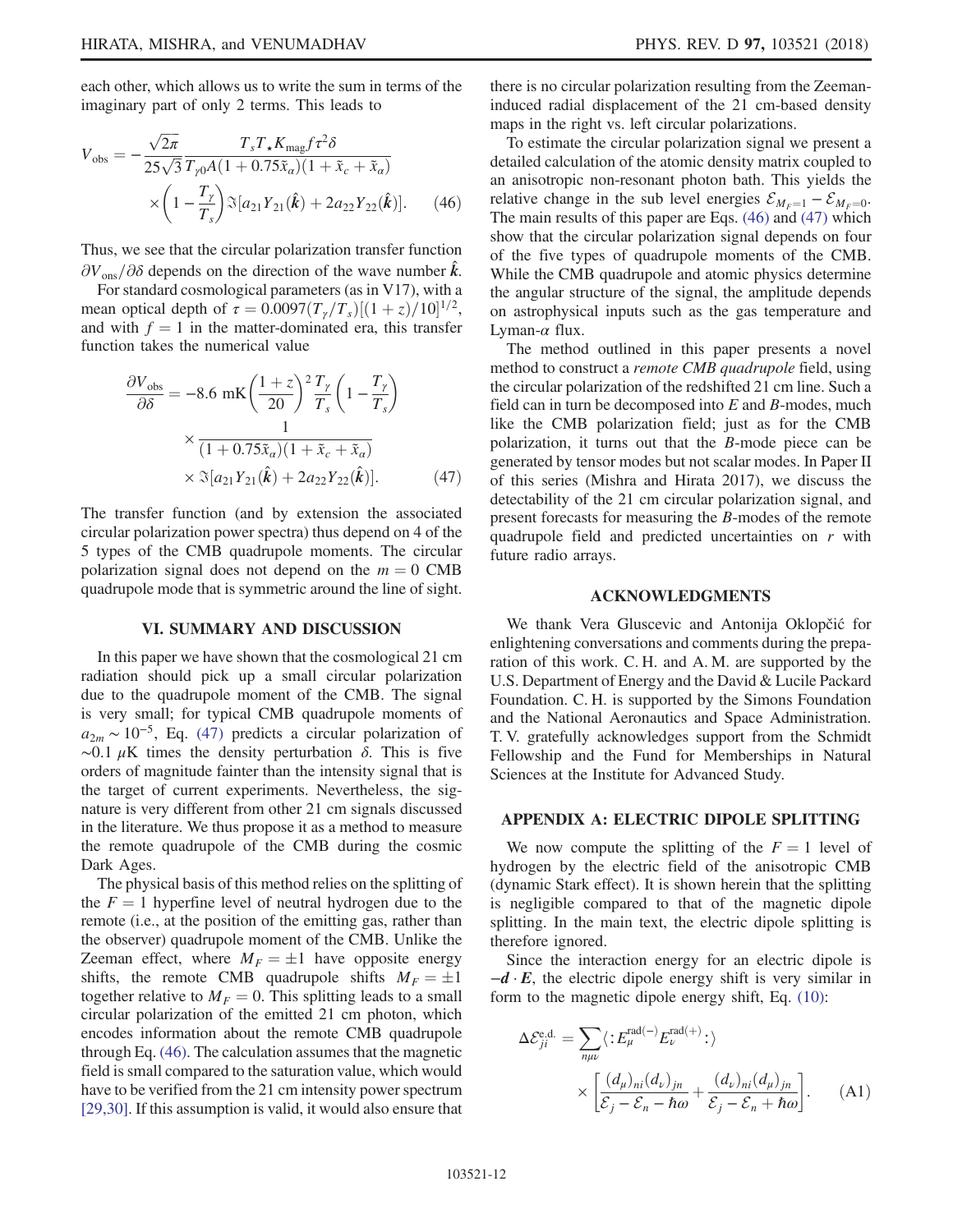each other, which allows us to write the sum in terms of the imaginary part of only 2 terms. This leads to

$$V_{\rm obs} = -\frac{\sqrt{2\pi}}{25\sqrt{3}} \frac{T_s T_\star K_{\rm mag} f \tau^2 \delta}{T_{\gamma 0} A(1+0.75\tilde{x}_\alpha)(1+\tilde{x}_c+\tilde{x}_\alpha)} \times \left(1 - \frac{T_\gamma}{T_s}\right) \Im[a_{21} Y_{21}(\hat{\boldsymbol{k}}) + 2a_{22} Y_{22}(\hat{\boldsymbol{k}})]. \tag{46}$$

Thus, we see that the circular polarization transfer function $\partial V_{\rm ons}/\partial\delta$ depends on the direction of the wave number $\hat{\boldsymbol{k}}$.

For standard cosmological parameters (as in V17), with a mean optical depth of $\tau = 0.0097(T_\gamma/T_s)[(1+z)/10]^{1/2}$, and with $f = 1$ in the matter-dominated era, this transfer function takes the numerical value

$$\frac{\partial V_{\rm obs}}{\partial \delta} = -8.6 \text{ mK} \left(\frac{1+z}{20}\right)^2 \frac{T_\gamma}{T_s}\left(1 - \frac{T_\gamma}{T_s}\right) \times \frac{1}{(1+0.75\tilde{x}_\alpha)(1+\tilde{x}_c+\tilde{x}_\alpha)} \times \Im[a_{21} Y_{21}(\hat{\boldsymbol{k}}) + 2a_{22} Y_{22}(\hat{\boldsymbol{k}})]. \tag{47}$$

The transfer function (and by extension the associated circular polarization power spectra) thus depend on 4 of the 5 types of the CMB quadrupole moments. The circular polarization signal does not depend on the $m = 0$ CMB quadrupole mode that is symmetric around the line of sight.

## VI. SUMMARY AND DISCUSSION

In this paper we have shown that the cosmological 21 cm radiation should pick up a small circular polarization due to the quadrupole moment of the CMB. The signal is very small; for typical CMB quadrupole moments of $a_{2m} \sim 10^{-5}$, Eq. (47) predicts a circular polarization of $\sim 0.1$ $\mu$K times the density perturbation $\delta$. This is five orders of magnitude fainter than the intensity signal that is the target of current experiments. Nevertheless, the signature is very different from other 21 cm signals discussed in the literature. We thus propose it as a method to measure the remote quadrupole of the CMB during the cosmic Dark Ages.

The physical basis of this method relies on the splitting of the $F = 1$ hyperfine level of neutral hydrogen due to the remote (i.e., at the position of the emitting gas, rather than the observer) quadrupole moment of the CMB. Unlike the Zeeman effect, where $M_F = \pm 1$ have opposite energy shifts, the remote CMB quadrupole shifts $M_F = \pm 1$ together relative to $M_F = 0$. This splitting leads to a small circular polarization of the emitted 21 cm photon, which encodes information about the remote CMB quadrupole through Eq. (46). The calculation assumes that the magnetic field is small compared to the saturation value, which would have to be verified from the 21 cm intensity power spectrum [29,30]. If this assumption is valid, it would also ensure that there is no circular polarization resulting from the Zeeman-induced radial displacement of the 21 cm-based density maps in the right vs. left circular polarizations.

To estimate the circular polarization signal we present a detailed calculation of the atomic density matrix coupled to an anisotropic non-resonant photon bath. This yields the relative change in the sub level energies $\mathcal{E}_{M_F=1} - \mathcal{E}_{M_F=0}$. The main results of this paper are Eqs. (46) and (47) which show that the circular polarization signal depends on four of the five types of quadrupole moments of the CMB. While the CMB quadrupole and atomic physics determine the angular structure of the signal, the amplitude depends on astrophysical inputs such as the gas temperature and Lyman-$\alpha$ flux.

The method outlined in this paper presents a novel method to construct a *remote CMB quadrupole* field, using the circular polarization of the redshifted 21 cm line. Such a field can in turn be decomposed into $E$ and $B$-modes, much like the CMB polarization field; just as for the CMB polarization, it turns out that the $B$-mode piece can be generated by tensor modes but not scalar modes. In Paper II of this series (Mishra and Hirata 2017), we discuss the detectability of the 21 cm circular polarization signal, and present forecasts for measuring the $B$-modes of the remote quadrupole field and predicted uncertainties on $r$ with future radio arrays.

## ACKNOWLEDGMENTS

We thank Vera Gluscevic and Antonija Oklopčić for enlightening conversations and comments during the preparation of this work. C. H. and A. M. are supported by the U.S. Department of Energy and the David & Lucile Packard Foundation. C. H. is supported by the Simons Foundation and the National Aeronautics and Space Administration. T. V. gratefully acknowledges support from the Schmidt Fellowship and the Fund for Memberships in Natural Sciences at the Institute for Advanced Study.

## APPENDIX A: ELECTRIC DIPOLE SPLITTING

We now compute the splitting of the $F = 1$ level of hydrogen by the electric field of the anisotropic CMB (dynamic Stark effect). It is shown herein that the splitting is negligible compared to that of the magnetic dipole splitting. In the main text, the electric dipole splitting is therefore ignored.

Since the interaction energy for an electric dipole is $-\boldsymbol{d}\cdot\boldsymbol{E}$, the electric dipole energy shift is very similar in form to the magnetic dipole energy shift, Eq. (10):

$$\Delta\mathcal{E}_{ji}^{\rm e.d.} = \sum_{n\mu\nu} \langle : E_\mu^{\rm rad(-)} E_\nu^{\rm rad(+)} : \rangle \times \left[\frac{(d_\mu)_{ni}(d_\nu)_{jn}}{\mathcal{E}_j - \mathcal{E}_n - \hbar\omega} + \frac{(d_\nu)_{ni}(d_\mu)_{jn}}{\mathcal{E}_j - \mathcal{E}_n + \hbar\omega}\right]. \tag{A1}$$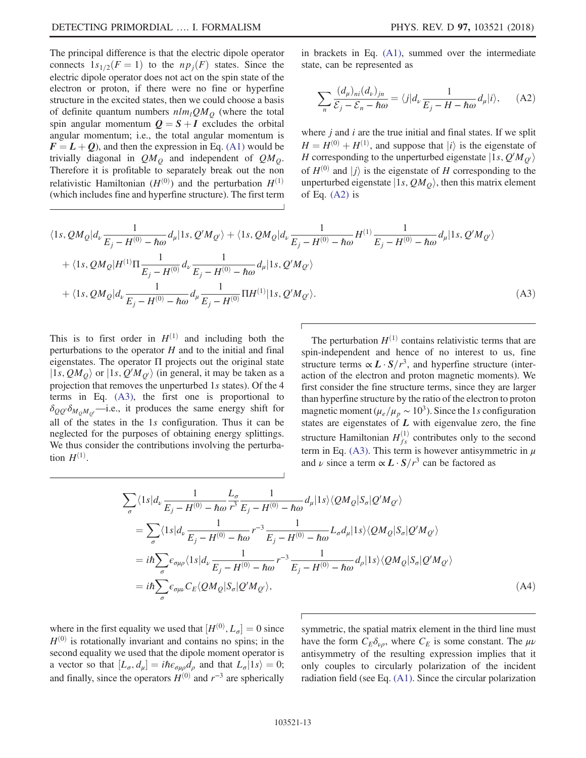The principal difference is that the electric dipole operator connects $1s_{1/2}(F=1)$ to the $np_j(F)$ states. Since the electric dipole operator does not act on the spin state of the electron or proton, if there were no fine or hyperfine structure in the excited states, then we could choose a basis of definite quantum numbers $nlm_l QM_Q$ (where the total spin angular momentum $\boldsymbol{Q} = \boldsymbol{S} + \boldsymbol{I}$ excludes the orbital angular momentum; i.e., the total angular momentum is $\boldsymbol{F} = \boldsymbol{L} + \boldsymbol{Q}$), and then the expression in Eq. (A1) would be trivially diagonal in $QM_Q$ and independent of $QM_Q$. Therefore it is profitable to separately break out the non relativistic Hamiltonian ($H^{(0)}$) and the perturbation $H^{(1)}$ (which includes fine and hyperfine structure). The first term in brackets in Eq. (A1), summed over the intermediate state, can be represented as

$$\sum_n \frac{(d_\mu)_{ni}(d_\nu)_{jn}}{\mathcal{E}_j - \mathcal{E}_n - \hbar\omega} = \langle j|d_\nu \frac{1}{E_j - H - \hbar\omega} d_\mu|i\rangle, \tag{A2}$$

where $j$ and $i$ are the true initial and final states. If we split $H = H^{(0)} + H^{(1)}$, and suppose that $|i\rangle$ is the eigenstate of $H$ corresponding to the unperturbed eigenstate $|1s, Q'M_{Q'}\rangle$ of $H^{(0)}$ and $|j\rangle$ is the eigenstate of $H$ corresponding to the unperturbed eigenstate $|1s, QM_Q\rangle$, then this matrix element of Eq. (A2) is

$$\begin{aligned}
&\langle 1s, QM_Q|d_\nu \frac{1}{E_j - H^{(0)} - \hbar\omega} d_\mu|1s, Q'M_{Q'}\rangle + \langle 1s, QM_Q|d_\nu \frac{1}{E_j - H^{(0)} - \hbar\omega} H^{(1)} \frac{1}{E_j - H^{(0)} - \hbar\omega} d_\mu|1s, Q'M_{Q'}\rangle \\
&+ \langle 1s, QM_Q|H^{(1)}\Pi \frac{1}{E_j - H^{(0)}} d_\nu \frac{1}{E_j - H^{(0)} - \hbar\omega} d_\mu|1s, Q'M_{Q'}\rangle \\
&+ \langle 1s, QM_Q|d_\nu \frac{1}{E_j - H^{(0)} - \hbar\omega} d_\mu \frac{1}{E_j - H^{(0)}} \Pi H^{(1)}|1s, Q'M_{Q'}\rangle.
\end{aligned} \tag{A3}$$

This is to first order in $H^{(1)}$ and including both the perturbations to the operator $H$ and to the initial and final eigenstates. The operator $\Pi$ projects out the original state $|1s, QM_Q\rangle$ or $|1s, Q'M_{Q'}\rangle$ (in general, it may be taken as a projection that removes the unperturbed $1s$ states). Of the 4 terms in Eq. (A3), the first one is proportional to $\delta_{QQ'}\delta_{M_Q M_{Q'}}$—i.e., it produces the same energy shift for all of the states in the $1s$ configuration. Thus it can be neglected for the purposes of obtaining energy splittings. We thus consider the contributions involving the perturbation $H^{(1)}$.

The perturbation $H^{(1)}$ contains relativistic terms that are spin-independent and hence of no interest to us, fine structure terms $\propto \boldsymbol{L}\cdot\boldsymbol{S}/r^3$, and hyperfine structure (interaction of the electron and proton magnetic moments). We first consider the fine structure terms, since they are larger than hyperfine structure by the ratio of the electron to proton magnetic moment ($\mu_e/\mu_p \sim 10^3$). Since the $1s$ configuration states are eigenstates of $\boldsymbol{L}$ with eigenvalue zero, the fine structure Hamiltonian $H_{fs}^{(1)}$ contributes only to the second term in Eq. (A3). This term is however antisymmetric in $\mu$ and $\nu$ since a term $\propto \boldsymbol{L}\cdot\boldsymbol{S}/r^3$ can be factored as

$$\begin{aligned}
&\sum_\sigma \langle 1s|d_\nu \frac{1}{E_j - H^{(0)} - \hbar\omega} \frac{L_\sigma}{r^3} \frac{1}{E_j - H^{(0)} - \hbar\omega} d_\mu|1s\rangle\langle QM_Q|S_\sigma|Q'M_{Q'}\rangle \\
&= \sum_\sigma \langle 1s|d_\nu \frac{1}{E_j - H^{(0)} - \hbar\omega} r^{-3} \frac{1}{E_j - H^{(0)} - \hbar\omega} L_\sigma d_\mu|1s\rangle\langle QM_Q|S_\sigma|Q'M_{Q'}\rangle \\
&= i\hbar\sum_\sigma \epsilon_{\sigma\mu\rho} \langle 1s|d_\nu \frac{1}{E_j - H^{(0)} - \hbar\omega} r^{-3} \frac{1}{E_j - H^{(0)} - \hbar\omega} d_\rho|1s\rangle\langle QM_Q|S_\sigma|Q'M_{Q'}\rangle \\
&= i\hbar\sum_\sigma \epsilon_{\sigma\mu\nu} C_E \langle QM_Q|S_\sigma|Q'M_{Q'}\rangle,
\end{aligned} \tag{A4}$$

where in the first equality we used that $[H^{(0)}, L_\sigma] = 0$ since $H^{(0)}$ is rotationally invariant and contains no spins; in the second equality we used that the dipole moment operator is a vector so that $[L_\sigma, d_\mu] = i\hbar\epsilon_{\sigma\mu\rho}d_\rho$ and that $L_\sigma|1s\rangle = 0$; and finally, since the operators $H^{(0)}$ and $r^{-3}$ are spherically symmetric, the spatial matrix element in the third line must have the form $C_E\delta_{\nu\rho}$, where $C_E$ is some constant. The $\mu\nu$ antisymmetry of the resulting expression implies that it only couples to circularly polarization of the incident radiation field (see Eq. (A1). Since the circular polarization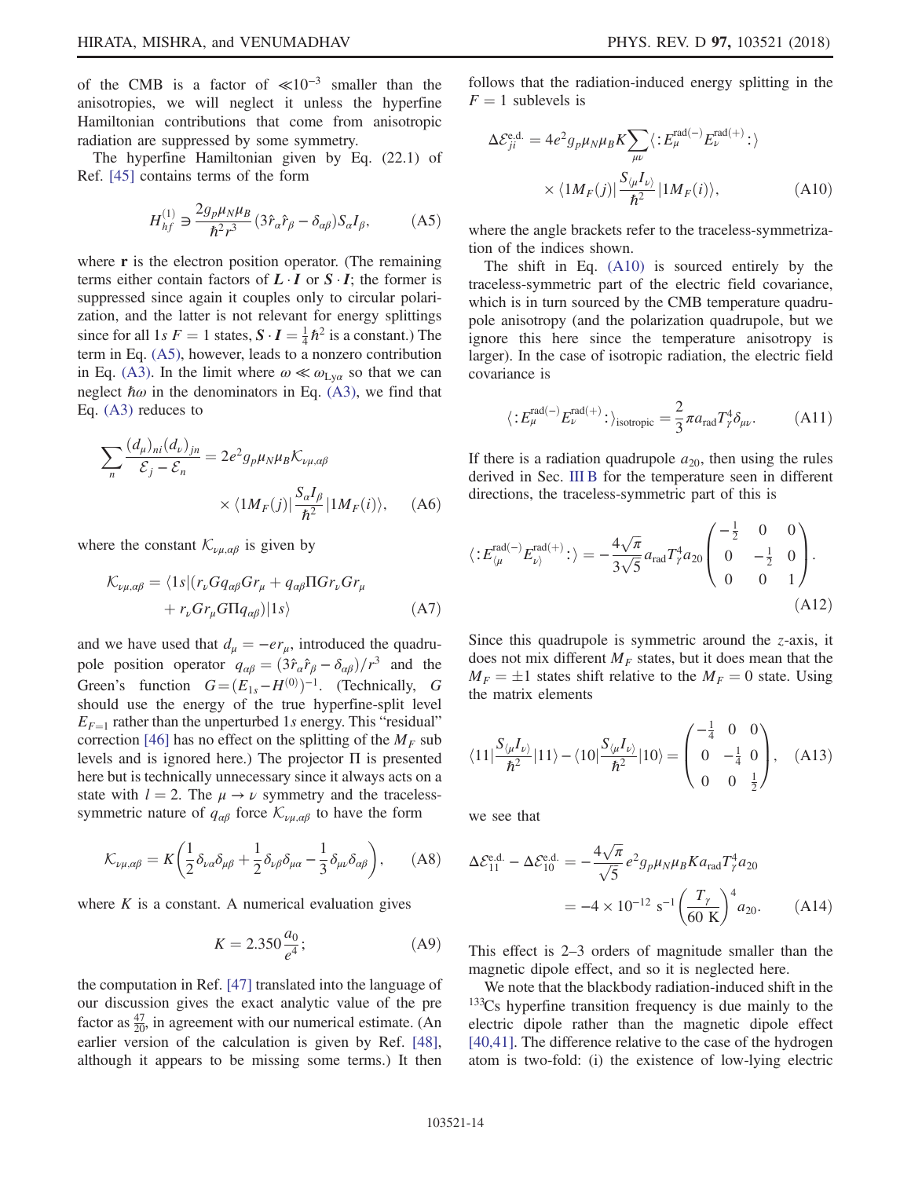of the CMB is a factor of $\ll 10^{-3}$ smaller than the anisotropies, we will neglect it unless the hyperfine Hamiltonian contributions that come from anisotropic radiation are suppressed by some symmetry.

The hyperfine Hamiltonian given by Eq. (22.1) of Ref. [45] contains terms of the form

$$H_{hf}^{(1)} \ni \frac{2g_p\mu_N\mu_B}{\hbar^2 r^3}(3\hat{r}_\alpha\hat{r}_\beta - \delta_{\alpha\beta})S_\alpha I_\beta, \tag{A5}$$

where $\mathbf{r}$ is the electron position operator. (The remaining terms either contain factors of $\boldsymbol{L}\cdot\boldsymbol{I}$ or $\boldsymbol{S}\cdot\boldsymbol{I}$; the former is suppressed since again it couples only to circular polarization, and the latter is not relevant for energy splittings since for all $1s$ $F=1$ states, $\boldsymbol{S}\cdot\boldsymbol{I} = \frac{1}{4}\hbar^2$ is a constant.) The term in Eq. (A5), however, leads to a nonzero contribution in Eq. (A3). In the limit where $\omega \ll \omega_{\mathrm{Ly}\alpha}$ so that we can neglect $\hbar\omega$ in the denominators in Eq. (A3), we find that Eq. (A3) reduces to

$$\sum_n \frac{(d_\mu)_{ni}(d_\nu)_{jn}}{\mathcal{E}_j - \mathcal{E}_n} = 2e^2 g_p\mu_N\mu_B\mathcal{K}_{\nu\mu,\alpha\beta} \times \langle 1M_F(j)|\frac{S_\alpha I_\beta}{\hbar^2}|1M_F(i)\rangle, \tag{A6}$$

where the constant $\mathcal{K}_{\nu\mu,\alpha\beta}$ is given by

$$\mathcal{K}_{\nu\mu,\alpha\beta} = \langle 1s|(r_\nu G q_{\alpha\beta} G r_\mu + q_{\alpha\beta}\Pi G r_\nu G r_\mu + r_\nu G r_\mu G \Pi q_{\alpha\beta})|1s\rangle \tag{A7}$$

and we have used that $d_\mu = -er_\mu$, introduced the quadrupole position operator $q_{\alpha\beta} = (3\hat{r}_\alpha\hat{r}_\beta - \delta_{\alpha\beta})/r^3$ and the Green's function $G = (E_{1s} - H^{(0)})^{-1}$. (Technically, $G$ should use the energy of the true hyperfine-split level $E_{F=1}$ rather than the unperturbed $1s$ energy. This "residual" correction [46] has no effect on the splitting of the $M_F$ sub levels and is ignored here.) The projector $\Pi$ is presented here but is technically unnecessary since it always acts on a state with $l=2$. The $\mu \to \nu$ symmetry and the traceless-symmetric nature of $q_{\alpha\beta}$ force $\mathcal{K}_{\nu\mu,\alpha\beta}$ to have the form

$$\mathcal{K}_{\nu\mu,\alpha\beta} = K\left(\frac{1}{2}\delta_{\nu\alpha}\delta_{\mu\beta} + \frac{1}{2}\delta_{\nu\beta}\delta_{\mu\alpha} - \frac{1}{3}\delta_{\mu\nu}\delta_{\alpha\beta}\right), \tag{A8}$$

where $K$ is a constant. A numerical evaluation gives

$$K = 2.350\frac{a_0}{e^4}; \tag{A9}$$

the computation in Ref. [47] translated into the language of our discussion gives the exact analytic value of the pre factor as $\frac{47}{20}$, in agreement with our numerical estimate. (An earlier version of the calculation is given by Ref. [48], although it appears to be missing some terms.) It then follows that the radiation-induced energy splitting in the $F=1$ sublevels is

$$\Delta\mathcal{E}_{ji}^{\mathrm{e.d.}} = 4e^2 g_p\mu_N\mu_B K\sum_{\mu\nu}\langle :E_\mu^{\mathrm{rad}(-)}E_\nu^{\mathrm{rad}(+)}:\rangle \times \langle 1M_F(j)|\frac{S_{\langle\mu}I_{\nu\rangle}}{\hbar^2}|1M_F(i)\rangle, \tag{A10}$$

where the angle brackets refer to the traceless-symmetrization of the indices shown.

The shift in Eq. (A10) is sourced entirely by the traceless-symmetric part of the electric field covariance, which is in turn sourced by the CMB temperature quadrupole anisotropy (and the polarization quadrupole, but we ignore this here since the temperature anisotropy is larger). In the case of isotropic radiation, the electric field covariance is

$$\langle :E_\mu^{\mathrm{rad}(-)}E_\nu^{\mathrm{rad}(+)}:\rangle_{\mathrm{isotropic}} = \frac{2}{3}\pi a_{\mathrm{rad}}T_\gamma^4\delta_{\mu\nu}. \tag{A11}$$

If there is a radiation quadrupole $a_{20}$, then using the rules derived in Sec. III B for the temperature seen in different directions, the traceless-symmetric part of this is

$$\langle :E_{\langle\mu}^{\mathrm{rad}(-)}E_{\nu\rangle}^{\mathrm{rad}(+)}:\rangle = -\frac{4\sqrt{\pi}}{3\sqrt{5}}a_{\mathrm{rad}}T_\gamma^4 a_{20}\begin{pmatrix} -\frac{1}{2} & 0 & 0 \\ 0 & -\frac{1}{2} & 0 \\ 0 & 0 & 1 \end{pmatrix}. \tag{A12}$$

Since this quadrupole is symmetric around the $z$-axis, it does not mix different $M_F$ states, but it does mean that the $M_F = \pm 1$ states shift relative to the $M_F = 0$ state. Using the matrix elements

$$\langle 11|\frac{S_{\langle\mu}I_{\nu\rangle}}{\hbar^2}|11\rangle - \langle 10|\frac{S_{\langle\mu}I_{\nu\rangle}}{\hbar^2}|10\rangle = \begin{pmatrix} -\frac{1}{4} & 0 & 0 \\ 0 & -\frac{1}{4} & 0 \\ 0 & 0 & \frac{1}{2} \end{pmatrix}, \tag{A13}$$

we see that

$$\Delta\mathcal{E}_{11}^{\mathrm{e.d.}} - \Delta\mathcal{E}_{10}^{\mathrm{e.d.}} = -\frac{4\sqrt{\pi}}{\sqrt{5}}e^2 g_p\mu_N\mu_B K a_{\mathrm{rad}}T_\gamma^4 a_{20} = -4\times 10^{-12}\ \mathrm{s}^{-1}\left(\frac{T_\gamma}{60\ \mathrm{K}}\right)^4 a_{20}. \tag{A14}$$

This effect is 2–3 orders of magnitude smaller than the magnetic dipole effect, and so it is neglected here.

We note that the blackbody radiation-induced shift in the $^{133}$Cs hyperfine transition frequency is due mainly to the electric dipole rather than the magnetic dipole effect [40,41]. The difference relative to the case of the hydrogen atom is two-fold: (i) the existence of low-lying electric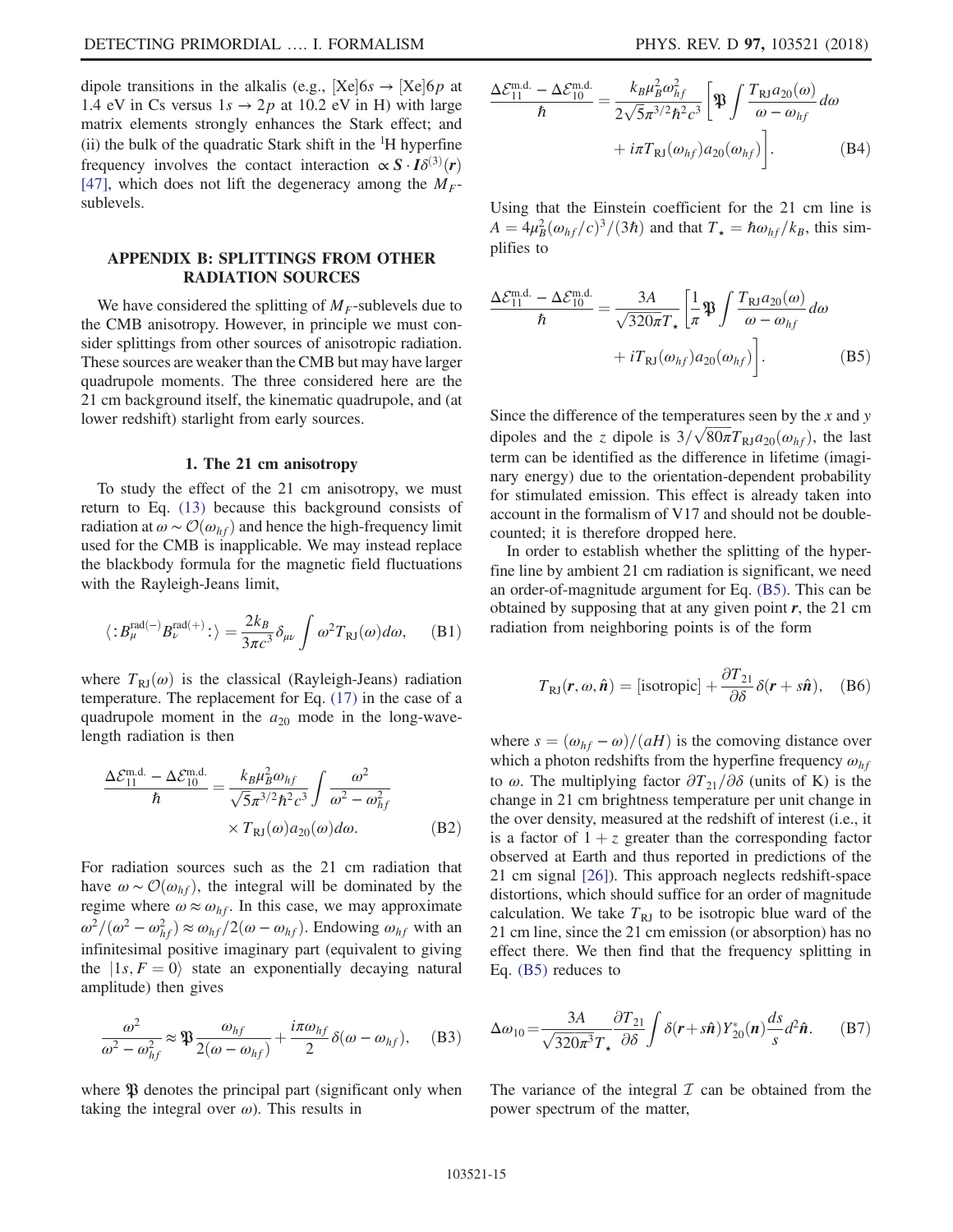dipole transitions in the alkalis (e.g., $[\mathrm{Xe}]6s \to [\mathrm{Xe}]6p$ at 1.4 eV in Cs versus $1s \to 2p$ at 10.2 eV in H) with large matrix elements strongly enhances the Stark effect; and (ii) the bulk of the quadratic Stark shift in the $^1$H hyperfine frequency involves the contact interaction $\propto \boldsymbol{S}\cdot\boldsymbol{I}\delta^{(3)}(\boldsymbol{r})$ [47], which does not lift the degeneracy among the $M_F$-sublevels.

## APPENDIX B: SPLITTINGS FROM OTHER RADIATION SOURCES

We have considered the splitting of $M_F$-sublevels due to the CMB anisotropy. However, in principle we must consider splittings from other sources of anisotropic radiation. These sources are weaker than the CMB but may have larger quadrupole moments. The three considered here are the 21 cm background itself, the kinematic quadrupole, and (at lower redshift) starlight from early sources.

### 1. The 21 cm anisotropy

To study the effect of the 21 cm anisotropy, we must return to Eq. (13) because this background consists of radiation at $\omega \sim \mathcal{O}(\omega_{hf})$ and hence the high-frequency limit used for the CMB is inapplicable. We may instead replace the blackbody formula for the magnetic field fluctuations with the Rayleigh-Jeans limit,

$$\langle :B_\mu^{\mathrm{rad}(-)}B_\nu^{\mathrm{rad}(+)}:\rangle = \frac{2k_B}{3\pi c^3}\delta_{\mu\nu}\int \omega^2 T_{\mathrm{RJ}}(\omega)d\omega, \tag{B1}$$

where $T_{\mathrm{RJ}}(\omega)$ is the classical (Rayleigh-Jeans) radiation temperature. The replacement for Eq. (17) in the case of a quadrupole moment in the $a_{20}$ mode in the long-wavelength radiation is then

$$\frac{\Delta\mathcal{E}_{11}^{\mathrm{m.d.}} - \Delta\mathcal{E}_{10}^{\mathrm{m.d.}}}{\hbar} = \frac{k_B\mu_B^2\omega_{hf}}{\sqrt{5}\pi^{3/2}\hbar^2c^3}\int \frac{\omega^2}{\omega^2-\omega_{hf}^2} \times T_{\mathrm{RJ}}(\omega)a_{20}(\omega)d\omega. \tag{B2}$$

For radiation sources such as the 21 cm radiation that have $\omega \sim \mathcal{O}(\omega_{hf})$, the integral will be dominated by the regime where $\omega \approx \omega_{hf}$. In this case, we may approximate $\omega^2/(\omega^2-\omega_{hf}^2) \approx \omega_{hf}/2(\omega-\omega_{hf})$. Endowing $\omega_{hf}$ with an infinitesimal positive imaginary part (equivalent to giving the $|1s, F=0\rangle$ state an exponentially decaying natural amplitude) then gives

$$\frac{\omega^2}{\omega^2-\omega_{hf}^2} \approx \mathfrak{P}\frac{\omega_{hf}}{2(\omega-\omega_{hf})} + \frac{i\pi\omega_{hf}}{2}\delta(\omega-\omega_{hf}), \tag{B3}$$

where $\mathfrak{P}$ denotes the principal part (significant only when taking the integral over $\omega$). This results in

$$\frac{\Delta\mathcal{E}_{11}^{\mathrm{m.d.}} - \Delta\mathcal{E}_{10}^{\mathrm{m.d.}}}{\hbar} = \frac{k_B\mu_B^2\omega_{hf}^2}{2\sqrt{5}\pi^{3/2}\hbar^2c^3}\left[\mathfrak{P}\int\frac{T_{\mathrm{RJ}}a_{20}(\omega)}{\omega-\omega_{hf}}d\omega + i\pi T_{\mathrm{RJ}}(\omega_{hf})a_{20}(\omega_{hf})\right]. \tag{B4}$$

Using that the Einstein coefficient for the 21 cm line is $A = 4\mu_B^2(\omega_{hf}/c)^3/(3\hbar)$ and that $T_\star = \hbar\omega_{hf}/k_B$, this simplifies to

$$\frac{\Delta\mathcal{E}_{11}^{\mathrm{m.d.}} - \Delta\mathcal{E}_{10}^{\mathrm{m.d.}}}{\hbar} = \frac{3A}{\sqrt{320\pi}T_\star}\left[\frac{1}{\pi}\mathfrak{P}\int\frac{T_{\mathrm{RJ}}a_{20}(\omega)}{\omega-\omega_{hf}}d\omega + iT_{\mathrm{RJ}}(\omega_{hf})a_{20}(\omega_{hf})\right]. \tag{B5}$$

Since the difference of the temperatures seen by the $x$ and $y$ dipoles and the $z$ dipole is $3/\sqrt{80\pi}T_{\mathrm{RJ}}a_{20}(\omega_{hf})$, the last term can be identified as the difference in lifetime (imaginary energy) due to the orientation-dependent probability for stimulated emission. This effect is already taken into account in the formalism of V17 and should not be double-counted; it is therefore dropped here.

In order to establish whether the splitting of the hyperfine line by ambient 21 cm radiation is significant, we need an order-of-magnitude argument for Eq. (B5). This can be obtained by supposing that at any given point $\boldsymbol{r}$, the 21 cm radiation from neighboring points is of the form

$$T_{\mathrm{RJ}}(\boldsymbol{r},\omega,\hat{\boldsymbol{n}}) = [\text{isotropic}] + \frac{\partial T_{21}}{\partial\delta}\delta(\boldsymbol{r}+s\hat{\boldsymbol{n}}), \tag{B6}$$

where $s = (\omega_{hf}-\omega)/(aH)$ is the comoving distance over which a photon redshifts from the hyperfine frequency $\omega_{hf}$ to $\omega$. The multiplying factor $\partial T_{21}/\partial\delta$ (units of K) is the change in 21 cm brightness temperature per unit change in the over density, measured at the redshift of interest (i.e., it is a factor of $1+z$ greater than the corresponding factor observed at Earth and thus reported in predictions of the 21 cm signal [26]). This approach neglects redshift-space distortions, which should suffice for an order of magnitude calculation. We take $T_{\mathrm{RJ}}$ to be isotropic blue ward of the 21 cm line, since the 21 cm emission (or absorption) has no effect there. We then find that the frequency splitting in Eq. (B5) reduces to

$$\Delta\omega_{10} = \frac{3A}{\sqrt{320\pi^3}T_\star}\frac{\partial T_{21}}{\partial\delta}\int\delta(\boldsymbol{r}+s\hat{\boldsymbol{n}})Y_{20}^*(\boldsymbol{n})\frac{ds}{s}d^2\hat{\boldsymbol{n}}. \tag{B7}$$

The variance of the integral $\mathcal{I}$ can be obtained from the power spectrum of the matter,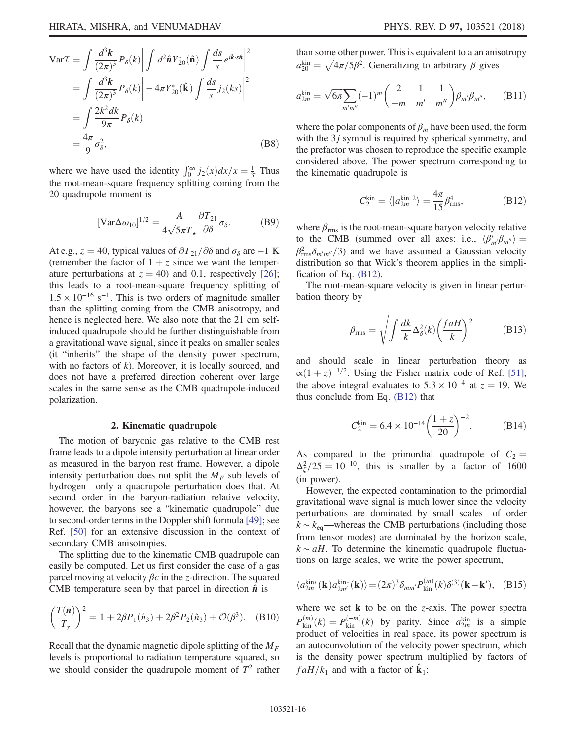$$
\begin{aligned}
\mathrm{Var}\mathcal{I} &= \int \frac{d^3\boldsymbol{k}}{(2\pi)^3} P_\delta(k) \left| \int d^2\hat{\boldsymbol{n}} Y_{20}^*(\hat{\mathbf{n}}) \int \frac{ds}{s} e^{i\boldsymbol{k}\cdot s\hat{\boldsymbol{n}}} \right|^2 \\
&= \int \frac{d^3\boldsymbol{k}}{(2\pi)^3} P_\delta(k) \left| -4\pi Y_{20}^*(\hat{\mathbf{k}}) \int \frac{ds}{s} j_2(ks) \right|^2 \\
&= \int \frac{2k^2 dk}{9\pi} P_\delta(k) \\
&= \frac{4\pi}{9} \sigma_\delta^2, \qquad \text{(B8)}
\end{aligned}
$$

where we have used the identity $\int_0^\infty j_2(x)dx/x = \frac{1}{3}$. Thus the root-mean-square frequency splitting coming from the 20 quadrupole moment is

$$
[\mathrm{Var}\Delta\omega_{10}]^{1/2} = \frac{A}{4\sqrt{5}\pi T_\star} \frac{\partial T_{21}}{\partial \delta} \sigma_\delta. \qquad \text{(B9)}
$$

At e.g., $z = 40$, typical values of $\partial T_{21}/\partial\delta$ and $\sigma_\delta$ are $-1$ K (remember the factor of $1 + z$ since we want the temperature perturbations at $z = 40$) and 0.1, respectively [26]; this leads to a root-mean-square frequency splitting of $1.5 \times 10^{-16}$ s$^{-1}$. This is two orders of magnitude smaller than the splitting coming from the CMB anisotropy, and hence is neglected here. We also note that the 21 cm self-induced quadrupole should be further distinguishable from a gravitational wave signal, since it peaks on smaller scales (it "inherits" the shape of the density power spectrum, with no factors of $k$). Moreover, it is locally sourced, and does not have a preferred direction coherent over large scales in the same sense as the CMB quadrupole-induced polarization.

### 2. Kinematic quadrupole

The motion of baryonic gas relative to the CMB rest frame leads to a dipole intensity perturbation at linear order as measured in the baryon rest frame. However, a dipole intensity perturbation does not split the $M_F$ sub levels of hydrogen—only a quadrupole perturbation does that. At second order in the baryon-radiation relative velocity, however, the baryons see a "kinematic quadrupole" due to second-order terms in the Doppler shift formula [49]; see Ref. [50] for an extensive discussion in the context of secondary CMB anisotropies.

The splitting due to the kinematic CMB quadrupole can easily be computed. Let us first consider the case of a gas parcel moving at velocity $\beta c$ in the $z$-direction. The squared CMB temperature seen by that parcel in direction $\hat{\boldsymbol{n}}$ is

$$
\left(\frac{T(\boldsymbol{n})}{T_\gamma}\right)^2 = 1 + 2\beta P_1(\hat{n}_3) + 2\beta^2 P_2(\hat{n}_3) + \mathcal{O}(\beta^3). \qquad \text{(B10)}
$$

Recall that the dynamic magnetic dipole splitting of the $M_F$ levels is proportional to radiation temperature squared, so we should consider the quadrupole moment of $T^2$ rather than some other power. This is equivalent to a an anisotropy $a_{20}^{\rm kin} = \sqrt{4\pi/5}\beta^2$. Generalizing to arbitrary $\beta$ gives

$$
a_{2m}^{\rm kin} = \sqrt{6\pi} \sum_{m'm''} (-1)^m \begin{pmatrix} 2 & 1 & 1 \\ -m & m' & m'' \end{pmatrix} \beta_{m'}\beta_{m''}, \qquad \text{(B11)}
$$

where the polar components of $\beta_m$ have been used, the form with the $3j$ symbol is required by spherical symmetry, and the prefactor was chosen to reproduce the specific example considered above. The power spectrum corresponding to the kinematic quadrupole is

$$
C_2^{\rm kin} = \langle |a_{2m}^{\rm kin}|^2 \rangle = \frac{4\pi}{15} \beta_{\rm rms}^4, \qquad \text{(B12)}
$$

where $\beta_{\rm rms}$ is the root-mean-square baryon velocity relative to the CMB (summed over all axes: i.e., $\langle \beta_{m'}^* \beta_{m''} \rangle = \beta_{\rm rms}^2 \delta_{m'm''}/3$) and we have assumed a Gaussian velocity distribution so that Wick's theorem applies in the simplification of Eq. (B12).

The root-mean-square velocity is given in linear perturbation theory by

$$
\beta_{\rm rms} = \sqrt{\int \frac{dk}{k} \Delta_\delta^2(k) \left(\frac{faH}{k}\right)^2} \qquad \text{(B13)}
$$

and should scale in linear perturbation theory as $\propto (1 + z)^{-1/2}$. Using the Fisher matrix code of Ref. [51], the above integral evaluates to $5.3 \times 10^{-4}$ at $z = 19$. We thus conclude from Eq. (B12) that

$$
C_2^{\rm kin} = 6.4 \times 10^{-14} \left(\frac{1+z}{20}\right)^{-2}. \qquad \text{(B14)}
$$

As compared to the primordial quadrupole of $C_2 = \Delta_\zeta^2/25 = 10^{-10}$, this is smaller by a factor of 1600 (in power).

However, the expected contamination to the primordial gravitational wave signal is much lower since the velocity perturbations are dominated by small scales—of order $k \sim k_{\rm eq}$—whereas the CMB perturbations (including those from tensor modes) are dominated by the horizon scale, $k \sim aH$. To determine the kinematic quadrupole fluctuations on large scales, we write the power spectrum,

$$
\langle a_{2m}^{\rm kin*}(\mathbf{k}) a_{2m'}^{\rm kin*}(\mathbf{k}) \rangle = (2\pi)^3 \delta_{mm'} P_{\rm kin}^{(m)}(k) \delta^{(3)}(\mathbf{k} - \mathbf{k}'), \quad \text{(B15)}
$$

where we set $\mathbf{k}$ to be on the $z$-axis. The power spectra $P_{\rm kin}^{(m)}(k) = P_{\rm kin}^{(-m)}(k)$ by parity. Since $a_{2m}^{\rm kin}$ is a simple product of velocities in real space, its power spectrum is an autoconvolution of the velocity power spectrum, which is the density power spectrum multiplied by factors of $faH/k_1$ and with a factor of $\hat{\mathbf{k}}_1$: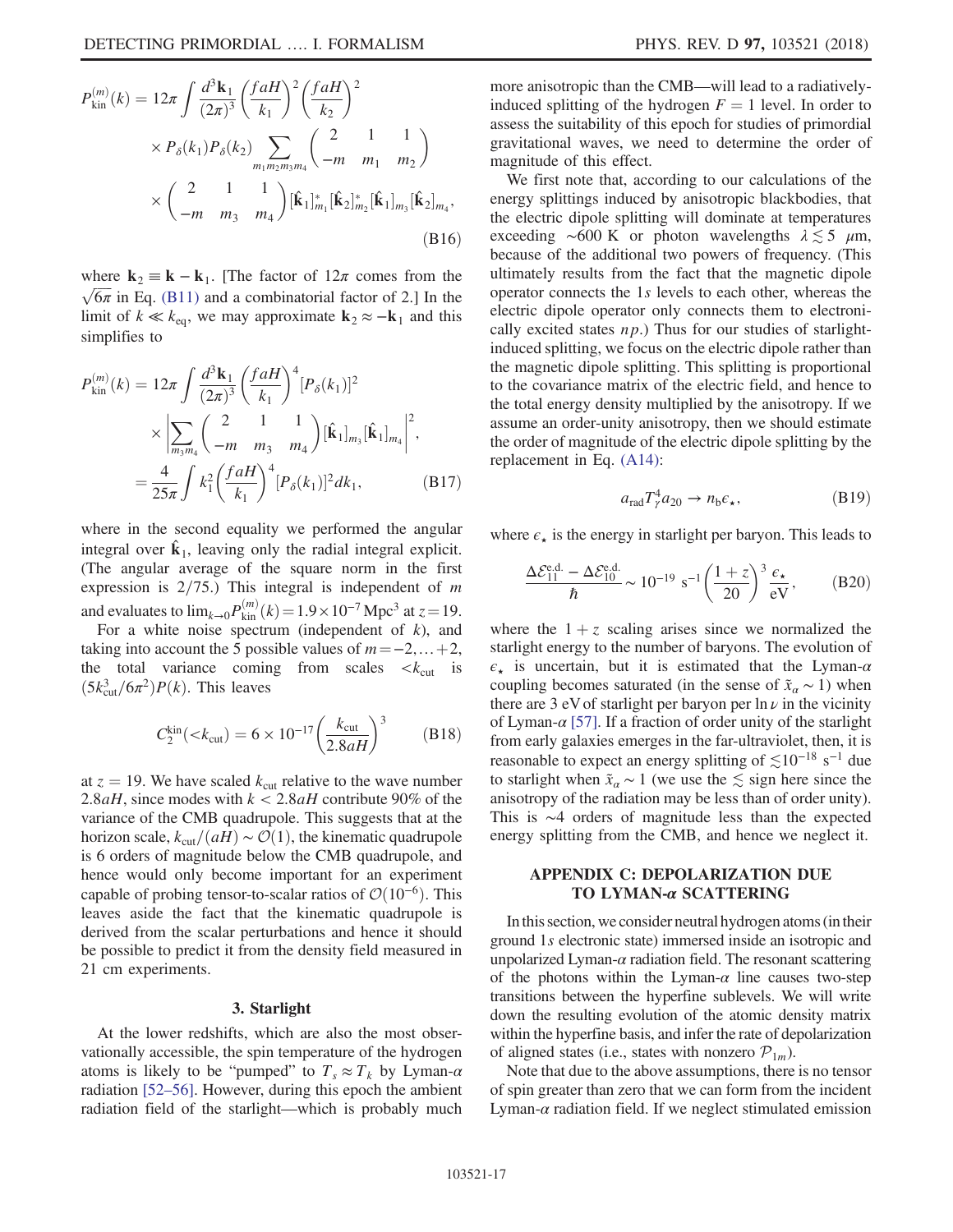$$
P_{\rm kin}^{(m)}(k) = 12\pi \int \frac{d^3\mathbf{k}_1}{(2\pi)^3} \left(\frac{faH}{k_1}\right)^2 \left(\frac{faH}{k_2}\right)^2 \times P_\delta(k_1) P_\delta(k_2) \sum_{m_1 m_2 m_3 m_4} \begin{pmatrix} 2 & 1 & 1 \\ -m & m_1 & m_2 \end{pmatrix} \times \begin{pmatrix} 2 & 1 & 1 \\ -m & m_3 & m_4 \end{pmatrix} [\hat{\mathbf{k}}_1]^*_{m_1} [\hat{\mathbf{k}}_2]^*_{m_2} [\hat{\mathbf{k}}_1]_{m_3} [\hat{\mathbf{k}}_2]_{m_4}, \tag{B16}
$$

where $\mathbf{k}_2 \equiv \mathbf{k} - \mathbf{k}_1$. [The factor of $12\pi$ comes from the $\sqrt{6\pi}$ in Eq. (B11) and a combinatorial factor of 2.] In the limit of $k \ll k_{\rm eq}$, we may approximate $\mathbf{k}_2 \approx -\mathbf{k}_1$ and this simplifies to

$$
\begin{aligned}
P_{\rm kin}^{(m)}(k) &= 12\pi \int \frac{d^3\mathbf{k}_1}{(2\pi)^3} \left(\frac{faH}{k_1}\right)^4 [P_\delta(k_1)]^2 \times \left| \sum_{m_3 m_4} \begin{pmatrix} 2 & 1 & 1 \\ -m & m_3 & m_4 \end{pmatrix} [\hat{\mathbf{k}}_1]_{m_3} [\hat{\mathbf{k}}_1]_{m_4} \right|^2, \\
&= \frac{4}{25\pi} \int k_1^2 \left(\frac{faH}{k_1}\right)^4 [P_\delta(k_1)]^2 dk_1,
\end{aligned} \tag{B17}
$$

where in the second equality we performed the angular integral over $\hat{\mathbf{k}}_1$, leaving only the radial integral explicit. (The angular average of the square norm in the first expression is $2/75$.) This integral is independent of $m$ and evaluates to $\lim_{k\to 0} P_{\rm kin}^{(m)}(k) = 1.9 \times 10^{-7}\,{\rm Mpc}^3$ at $z = 19$.

For a white noise spectrum (independent of $k$), and taking into account the 5 possible values of $m = -2, \ldots +2$, the total variance coming from scales $< k_{\rm cut}$ is $(5k_{\rm cut}^3/6\pi^2)P(k)$. This leaves

$$
C_2^{\rm kin}(<k_{\rm cut}) = 6 \times 10^{-17} \left(\frac{k_{\rm cut}}{2.8aH}\right)^3 \tag{B18}
$$

at $z = 19$. We have scaled $k_{\rm cut}$ relative to the wave number $2.8aH$, since modes with $k < 2.8aH$ contribute 90% of the variance of the CMB quadrupole. This suggests that at the horizon scale, $k_{\rm cut}/(aH) \sim \mathcal{O}(1)$, the kinematic quadrupole is 6 orders of magnitude below the CMB quadrupole, and hence would only become important for an experiment capable of probing tensor-to-scalar ratios of $\mathcal{O}(10^{-6})$. This leaves aside the fact that the kinematic quadrupole is derived from the scalar perturbations and hence it should be possible to predict it from the density field measured in 21 cm experiments.

### 3. Starlight

At the lower redshifts, which are also the most observationally accessible, the spin temperature of the hydrogen atoms is likely to be "pumped" to $T_s \approx T_k$ by Lyman-$\alpha$ radiation [52–56]. However, during this epoch the ambient radiation field of the starlight—which is probably much more anisotropic than the CMB—will lead to a radiatively-induced splitting of the hydrogen $F = 1$ level. In order to assess the suitability of this epoch for studies of primordial gravitational waves, we need to determine the order of magnitude of this effect.

We first note that, according to our calculations of the energy splittings induced by anisotropic blackbodies, that the electric dipole splitting will dominate at temperatures exceeding $\sim 600$ K or photon wavelengths $\lambda \lesssim 5\ \mu$m, because of the additional two powers of frequency. (This ultimately results from the fact that the magnetic dipole operator connects the $1s$ levels to each other, whereas the electric dipole operator only connects them to electronically excited states $np$.) Thus for our studies of starlight-induced splitting, we focus on the electric dipole rather than the magnetic dipole splitting. This splitting is proportional to the covariance matrix of the electric field, and hence to the total energy density multiplied by the anisotropy. If we assume an order-unity anisotropy, then we should estimate the order of magnitude of the electric dipole splitting by the replacement in Eq. (A14):

$$
a_{\rm rad} T_\gamma^4 a_{20} \to n_{\rm b} \epsilon_\star, \tag{B19}
$$

where $\epsilon_\star$ is the energy in starlight per baryon. This leads to

$$
\frac{\Delta \mathcal{E}_{11}^{\rm e.d.} - \Delta \mathcal{E}_{10}^{\rm e.d.}}{\hbar} \sim 10^{-19}\ {\rm s}^{-1} \left(\frac{1+z}{20}\right)^3 \frac{\epsilon_\star}{\rm eV}, \tag{B20}
$$

where the $1 + z$ scaling arises since we normalized the starlight energy to the number of baryons. The evolution of $\epsilon_\star$ is uncertain, but it is estimated that the Lyman-$\alpha$ coupling becomes saturated (in the sense of $\tilde{x}_\alpha \sim 1$) when there are 3 eV of starlight per baryon per $\ln \nu$ in the vicinity of Lyman-$\alpha$ [57]. If a fraction of order unity of the starlight from early galaxies emerges in the far-ultraviolet, then, it is reasonable to expect an energy splitting of $\lesssim 10^{-18}\ {\rm s}^{-1}$ due to starlight when $\tilde{x}_\alpha \sim 1$ (we use the $\lesssim$ sign here since the anisotropy of the radiation may be less than of order unity). This is $\sim 4$ orders of magnitude less than the expected energy splitting from the CMB, and hence we neglect it.

## APPENDIX C: DEPOLARIZATION DUE TO LYMAN-$\alpha$ SCATTERING

In this section, we consider neutral hydrogen atoms (in their ground $1s$ electronic state) immersed inside an isotropic and unpolarized Lyman-$\alpha$ radiation field. The resonant scattering of the photons within the Lyman-$\alpha$ line causes two-step transitions between the hyperfine sublevels. We will write down the resulting evolution of the atomic density matrix within the hyperfine basis, and infer the rate of depolarization of aligned states (i.e., states with nonzero $\mathcal{P}_{1m}$).

Note that due to the above assumptions, there is no tensor of spin greater than zero that we can form from the incident Lyman-$\alpha$ radiation field. If we neglect stimulated emission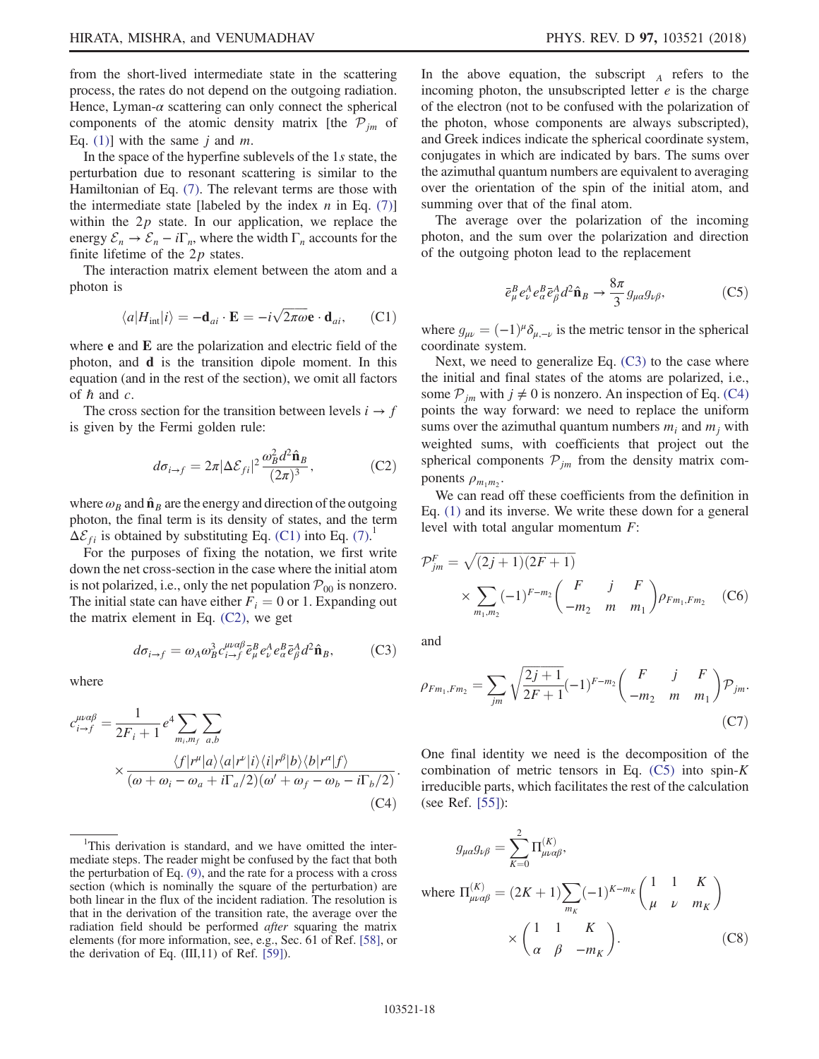from the short-lived intermediate state in the scattering process, the rates do not depend on the outgoing radiation. Hence, Lyman-$\alpha$ scattering can only connect the spherical components of the atomic density matrix [the $\mathcal{P}_{jm}$ of Eq. (1)] with the same $j$ and $m$.

In the space of the hyperfine sublevels of the $1s$ state, the perturbation due to resonant scattering is similar to the Hamiltonian of Eq. (7). The relevant terms are those with the intermediate state [labeled by the index $n$ in Eq. (7)] within the $2p$ state. In our application, we replace the energy $\mathcal{E}_n \to \mathcal{E}_n - i\Gamma_n$, where the width $\Gamma_n$ accounts for the finite lifetime of the $2p$ states.

The interaction matrix element between the atom and a photon is

$$\langle a|H_{\rm int}|i\rangle = -\mathbf{d}_{ai}\cdot\mathbf{E} = -i\sqrt{2\pi\omega}\,\mathbf{e}\cdot\mathbf{d}_{ai}, \tag{C1}$$

where $\mathbf{e}$ and $\mathbf{E}$ are the polarization and electric field of the photon, and $\mathbf{d}$ is the transition dipole moment. In this equation (and in the rest of the section), we omit all factors of $\hbar$ and $c$.

The cross section for the transition between levels $i\to f$ is given by the Fermi golden rule:

$$d\sigma_{i\to f} = 2\pi|\Delta\mathcal{E}_{fi}|^2\frac{\omega_B^2 d^2\hat{\mathbf{n}}_B}{(2\pi)^3}, \tag{C2}$$

where $\omega_B$ and $\hat{\mathbf{n}}_B$ are the energy and direction of the outgoing photon, the final term is its density of states, and the term $\Delta\mathcal{E}_{fi}$ is obtained by substituting Eq. (C1) into Eq. (7).[1]

For the purposes of fixing the notation, we first write down the net cross-section in the case where the initial atom is not polarized, i.e., only the net population $\mathcal{P}_{00}$ is nonzero. The initial state can have either $F_i = 0$ or 1. Expanding out the matrix element in Eq. (C2), we get

$$d\sigma_{i\to f} = \omega_A\omega_B^3 c_{i\to f}^{\mu\nu\alpha\beta}\bar{e}_\mu^B e_\nu^A e_\alpha^B \bar{e}_\beta^A d^2\hat{\mathbf{n}}_B, \tag{C3}$$

where

$$c_{i\to f}^{\mu\nu\alpha\beta} = \frac{1}{2F_i+1}e^4\sum_{m_i,m_f}\sum_{a,b}\frac{\langle f|r^\mu|a\rangle\langle a|r^\nu|i\rangle\langle i|r^\beta|b\rangle\langle b|r^\alpha|f\rangle}{(\omega+\omega_i-\omega_a+i\Gamma_a/2)(\omega'+\omega_f-\omega_b-i\Gamma_b/2)}. \tag{C4}$$

In the above equation, the subscript $_A$ refers to the incoming photon, the unsubscripted letter $e$ is the charge of the electron (not to be confused with the polarization of the photon, whose components are always subscripted), and Greek indices indicate the spherical coordinate system, conjugates in which are indicated by bars. The sums over the azimuthal quantum numbers are equivalent to averaging over the orientation of the spin of the initial atom, and summing over that of the final atom.

The average over the polarization of the incoming photon, and the sum over the polarization and direction of the outgoing photon lead to the replacement

$$\bar{e}_\mu^B e_\nu^A e_\alpha^B \bar{e}_\beta^A d^2\hat{\mathbf{n}}_B \to \frac{8\pi}{3}g_{\mu\alpha}g_{\nu\beta}, \tag{C5}$$

where $g_{\mu\nu} = (-1)^\mu\delta_{\mu,-\nu}$ is the metric tensor in the spherical coordinate system.

Next, we need to generalize Eq. (C3) to the case where the initial and final states of the atoms are polarized, i.e., some $\mathcal{P}_{jm}$ with $j\neq 0$ is nonzero. An inspection of Eq. (C4) points the way forward: we need to replace the uniform sums over the azimuthal quantum numbers $m_i$ and $m_j$ with weighted sums, with coefficients that project out the spherical components $\mathcal{P}_{jm}$ from the density matrix components $\rho_{m_1 m_2}$.

We can read off these coefficients from the definition in Eq. (1) and its inverse. We write these down for a general level with total angular momentum $F$:

$$\mathcal{P}_{jm}^F = \sqrt{(2j+1)(2F+1)}\times\sum_{m_1,m_2}(-1)^{F-m_2}\begin{pmatrix} F & j & F\\ -m_2 & m & m_1\end{pmatrix}\rho_{Fm_1,Fm_2} \tag{C6}$$

and

$$\rho_{Fm_1,Fm_2} = \sum_{jm}\sqrt{\frac{2j+1}{2F+1}}(-1)^{F-m_2}\begin{pmatrix} F & j & F\\ -m_2 & m & m_1\end{pmatrix}\mathcal{P}_{jm}. \tag{C7}$$

One final identity we need is the decomposition of the combination of metric tensors in Eq. (C5) into spin-$K$ irreducible parts, which facilitates the rest of the calculation (see Ref. [55]):

$$g_{\mu\alpha}g_{\nu\beta} = \sum_{K=0}^{2}\Pi_{\mu\nu\alpha\beta}^{(K)},$$

$$\text{where } \Pi_{\mu\nu\alpha\beta}^{(K)} = (2K+1)\sum_{m_K}(-1)^{K-m_K}\begin{pmatrix} 1 & 1 & K\\ \mu & \nu & m_K\end{pmatrix}\times\begin{pmatrix} 1 & 1 & K\\ \alpha & \beta & -m_K\end{pmatrix}. \tag{C8}$$

---

[1] This derivation is standard, and we have omitted the intermediate steps. The reader might be confused by the fact that both the perturbation of Eq. (9), and the rate for a process with a cross section (which is nominally the square of the perturbation) are both linear in the flux of the incident radiation. The resolution is that in the derivation of the transition rate, the average over the radiation field should be performed *after* squaring the matrix elements (for more information, see, e.g., Sec. 61 of Ref. [58], or the derivation of Eq. (III,11) of Ref. [59]).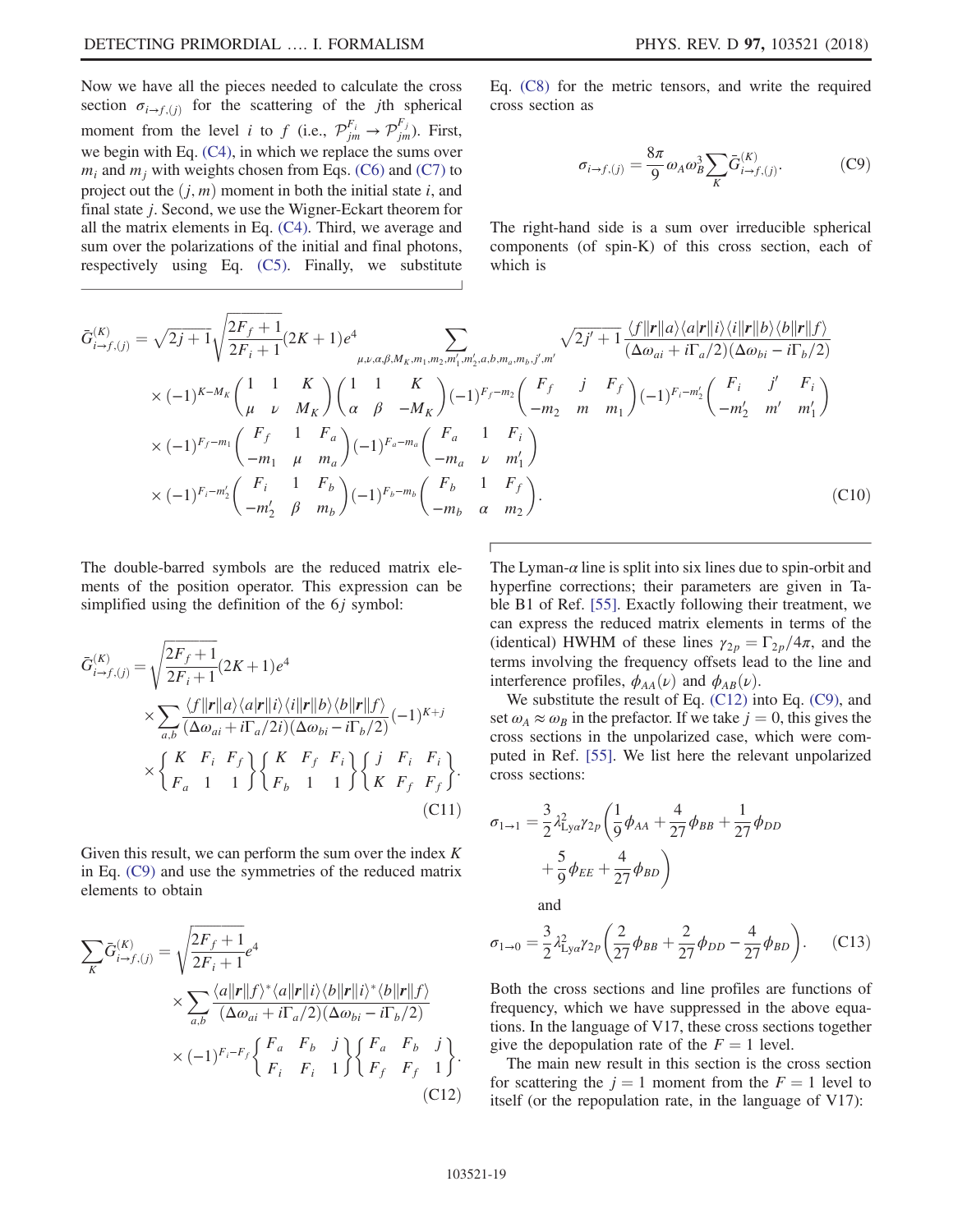Now we have all the pieces needed to calculate the cross section $\sigma_{i\to f,(j)}$ for the scattering of the $j$th spherical moment from the level $i$ to $f$ (i.e., $\mathcal{P}^{F_i}_{jm} \to \mathcal{P}^{F_j}_{jm}$). First, we begin with Eq. (C4), in which we replace the sums over $m_i$ and $m_j$ with weights chosen from Eqs. (C6) and (C7) to project out the $(j, m)$ moment in both the initial state $i$, and final state $j$. Second, we use the Wigner-Eckart theorem for all the matrix elements in Eq. (C4). Third, we average and sum over the polarizations of the initial and final photons, respectively using Eq. (C5). Finally, we substitute Eq. (C8) for the metric tensors, and write the required cross section as

$$\sigma_{i\to f,(j)} = \frac{8\pi}{9}\omega_A\omega_B^3\sum_K \bar{G}^{(K)}_{i\to f,(j)}. \tag{C9}$$

The right-hand side is a sum over irreducible spherical components (of spin-K) of this cross section, each of which is

$$\begin{aligned}
\bar{G}^{(K)}_{i\to f,(j)} = {}& \sqrt{2j+1}\sqrt{\frac{2F_f+1}{2F_i+1}}(2K+1)e^4 \sum_{\mu,\nu,\alpha,\beta,M_K,m_1,m_2,m_1',m_2',a,b,m_a,m_b,j',m'} \sqrt{2j'+1}\,\frac{\langle f\|\boldsymbol{r}\|a\rangle\langle a\|\boldsymbol{r}\|i\rangle\langle i\|\boldsymbol{r}\|b\rangle\langle b\|\boldsymbol{r}\|f\rangle}{(\Delta\omega_{ai}+i\Gamma_a/2)(\Delta\omega_{bi}-i\Gamma_b/2)} \\
&\times(-1)^{K-M_K}\begin{pmatrix} 1 & 1 & K \\ \mu & \nu & M_K\end{pmatrix}\begin{pmatrix} 1 & 1 & K \\ \alpha & \beta & -M_K\end{pmatrix}(-1)^{F_f-m_2}\begin{pmatrix} F_f & j & F_f \\ -m_2 & m & m_1\end{pmatrix}(-1)^{F_i-m_2'}\begin{pmatrix} F_i & j' & F_i \\ -m_2' & m' & m_1'\end{pmatrix} \\
&\times(-1)^{F_f-m_1}\begin{pmatrix} F_f & 1 & F_a \\ -m_1 & \mu & m_a\end{pmatrix}(-1)^{F_a-m_a}\begin{pmatrix} F_a & 1 & F_i \\ -m_a & \nu & m_1'\end{pmatrix} \\
&\times(-1)^{F_i-m_2'}\begin{pmatrix} F_i & 1 & F_b \\ -m_2' & \beta & m_b\end{pmatrix}(-1)^{F_b-m_b}\begin{pmatrix} F_b & 1 & F_f \\ -m_b & \alpha & m_2\end{pmatrix}.
\end{aligned} \tag{C10}$$

The double-barred symbols are the reduced matrix elements of the position operator. This expression can be simplified using the definition of the $6j$ symbol:

$$\begin{aligned}
\bar{G}^{(K)}_{i\to f,(j)} = {}& \sqrt{\frac{2F_f+1}{2F_i+1}}(2K+1)e^4 \\
&\times\sum_{a,b}\frac{\langle f\|\boldsymbol{r}\|a\rangle\langle a\|\boldsymbol{r}\|i\rangle\langle i\|\boldsymbol{r}\|b\rangle\langle b\|\boldsymbol{r}\|f\rangle}{(\Delta\omega_{ai}+i\Gamma_a/2i)(\Delta\omega_{bi}-i\Gamma_b/2)}(-1)^{K+j} \\
&\times\begin{Bmatrix} K & F_i & F_f \\ F_a & 1 & 1\end{Bmatrix}\begin{Bmatrix} K & F_f & F_i \\ F_b & 1 & 1\end{Bmatrix}\begin{Bmatrix} j & F_i & F_i \\ K & F_f & F_f\end{Bmatrix}.
\end{aligned} \tag{C11}$$

Given this result, we can perform the sum over the index $K$ in Eq. (C9) and use the symmetries of the reduced matrix elements to obtain

$$\begin{aligned}
\sum_K \bar{G}^{(K)}_{i\to f,(j)} = {}& \sqrt{\frac{2F_f+1}{2F_i+1}}e^4 \\
&\times\sum_{a,b}\frac{\langle a\|\boldsymbol{r}\|f\rangle^*\langle a\|\boldsymbol{r}\|i\rangle\langle b\|\boldsymbol{r}\|i\rangle^*\langle b\|\boldsymbol{r}\|f\rangle}{(\Delta\omega_{ai}+i\Gamma_a/2)(\Delta\omega_{bi}-i\Gamma_b/2)} \\
&\times(-1)^{F_i-F_f}\begin{Bmatrix} F_a & F_b & j \\ F_i & F_i & 1\end{Bmatrix}\begin{Bmatrix} F_a & F_b & j \\ F_f & F_f & 1\end{Bmatrix}.
\end{aligned} \tag{C12}$$

The Lyman-$\alpha$ line is split into six lines due to spin-orbit and hyperfine corrections; their parameters are given in Table B1 of Ref. [55]. Exactly following their treatment, we can express the reduced matrix elements in terms of the (identical) HWHM of these lines $\gamma_{2p} = \Gamma_{2p}/4\pi$, and the terms involving the frequency offsets lead to the line and interference profiles, $\phi_{AA}(\nu)$ and $\phi_{AB}(\nu)$.

We substitute the result of Eq. (C12) into Eq. (C9), and set $\omega_A \approx \omega_B$ in the prefactor. If we take $j = 0$, this gives the cross sections in the unpolarized case, which were computed in Ref. [55]. We list here the relevant unpolarized cross sections:

$$\sigma_{1\to 1} = \frac{3}{2}\lambda^2_{\mathrm{Ly}\alpha}\gamma_{2p}\left(\frac{1}{9}\phi_{AA} + \frac{4}{27}\phi_{BB} + \frac{1}{27}\phi_{DD} + \frac{5}{9}\phi_{EE} + \frac{4}{27}\phi_{BD}\right)$$

and

$$\sigma_{1\to 0} = \frac{3}{2}\lambda^2_{\mathrm{Ly}\alpha}\gamma_{2p}\left(\frac{2}{27}\phi_{BB} + \frac{2}{27}\phi_{DD} - \frac{4}{27}\phi_{BD}\right). \tag{C13}$$

Both the cross sections and line profiles are functions of frequency, which we have suppressed in the above equations. In the language of V17, these cross sections together give the depopulation rate of the $F = 1$ level.

The main new result in this section is the cross section for scattering the $j = 1$ moment from the $F = 1$ level to itself (or the repopulation rate, in the language of V17):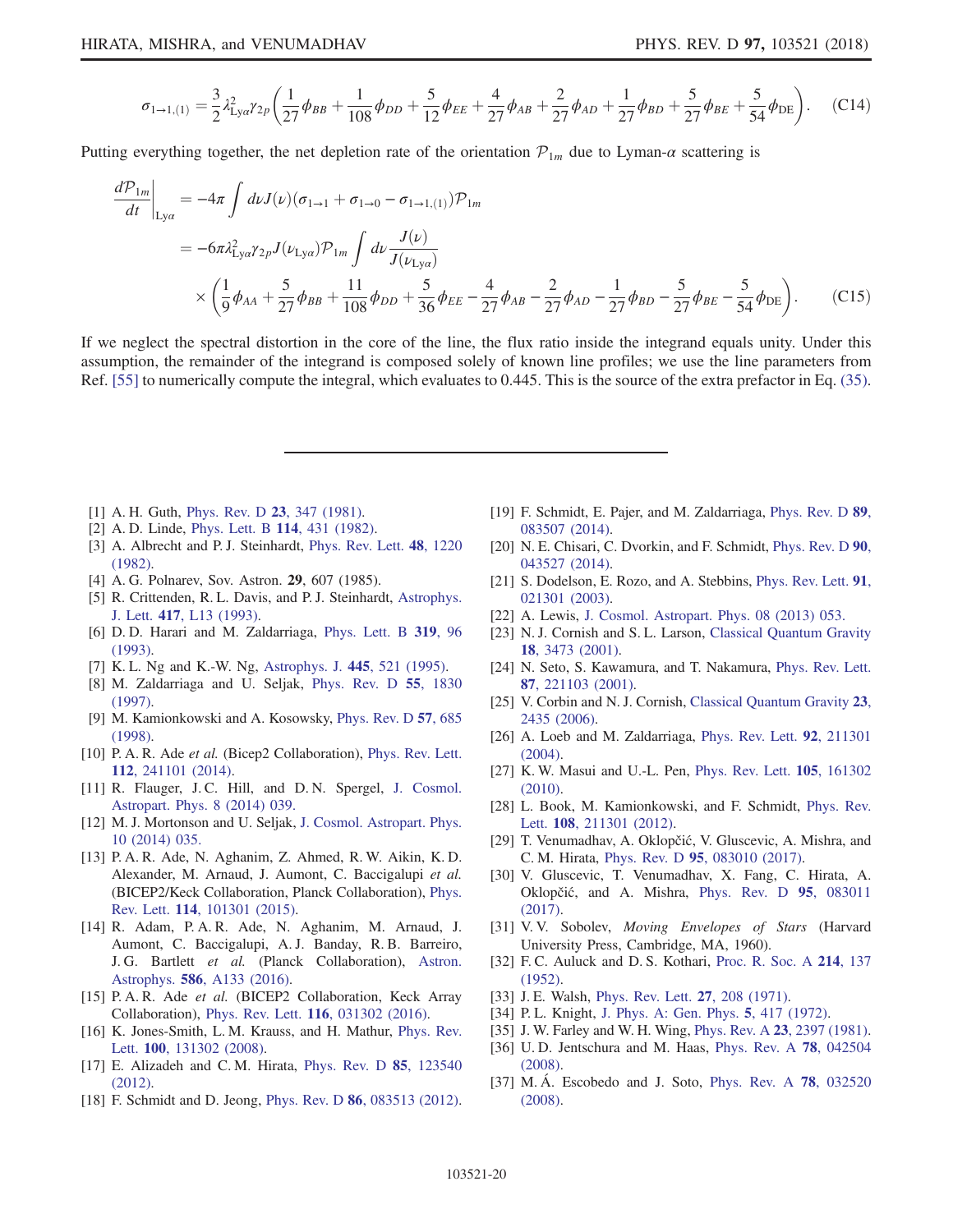$$\sigma_{1\to1,(1)} = \frac{3}{2}\lambda_{\mathrm{Ly}\alpha}^2\gamma_{2p}\left(\frac{1}{27}\phi_{BB} + \frac{1}{108}\phi_{DD} + \frac{5}{12}\phi_{EE} + \frac{4}{27}\phi_{AB} + \frac{2}{27}\phi_{AD} + \frac{1}{27}\phi_{BD} + \frac{5}{27}\phi_{BE} + \frac{5}{54}\phi_{\mathrm{DE}}\right). \quad \text{(C14)}$$

Putting everything together, the net depletion rate of the orientation $\mathcal{P}_{1m}$ due to Lyman-$\alpha$ scattering is

$$\begin{aligned}
\left.\frac{d\mathcal{P}_{1m}}{dt}\right|_{\mathrm{Ly}\alpha} &= -4\pi\int d\nu J(\nu)(\sigma_{1\to1} + \sigma_{1\to0} - \sigma_{1\to1,(1)})\mathcal{P}_{1m} \\
&= -6\pi\lambda_{\mathrm{Ly}\alpha}^2\gamma_{2p}J(\nu_{\mathrm{Ly}\alpha})\mathcal{P}_{1m}\int d\nu\frac{J(\nu)}{J(\nu_{\mathrm{Ly}\alpha})} \\
&\quad\times\left(\frac{1}{9}\phi_{AA} + \frac{5}{27}\phi_{BB} + \frac{11}{108}\phi_{DD} + \frac{5}{36}\phi_{EE} - \frac{4}{27}\phi_{AB} - \frac{2}{27}\phi_{AD} - \frac{1}{27}\phi_{BD} - \frac{5}{27}\phi_{BE} - \frac{5}{54}\phi_{\mathrm{DE}}\right). \quad \text{(C15)}
\end{aligned}$$

If we neglect the spectral distortion in the core of the line, the flux ratio inside the integrand equals unity. Under this assumption, the remainder of the integrand is composed solely of known line profiles; we use the line parameters from Ref. [55] to numerically compute the integral, which evaluates to 0.445. This is the source of the extra prefactor in Eq. (35).

---

- [1] A. H. Guth, Phys. Rev. D **23**, 347 (1981).
- [2] A. D. Linde, Phys. Lett. B **114**, 431 (1982).
- [3] A. Albrecht and P. J. Steinhardt, Phys. Rev. Lett. **48**, 1220 (1982).
- [4] A. G. Polnarev, Sov. Astron. **29**, 607 (1985).
- [5] R. Crittenden, R. L. Davis, and P. J. Steinhardt, Astrophys. J. Lett. **417**, L13 (1993).
- [6] D. D. Harari and M. Zaldarriaga, Phys. Lett. B **319**, 96 (1993).
- [7] K. L. Ng and K.-W. Ng, Astrophys. J. **445**, 521 (1995).
- [8] M. Zaldarriaga and U. Seljak, Phys. Rev. D **55**, 1830 (1997).
- [9] M. Kamionkowski and A. Kosowsky, Phys. Rev. D **57**, 685 (1998).
- [10] P. A. R. Ade *et al.* (Bicep2 Collaboration), Phys. Rev. Lett. **112**, 241101 (2014).
- [11] R. Flauger, J. C. Hill, and D. N. Spergel, J. Cosmol. Astropart. Phys. 8 (2014) 039.
- [12] M. J. Mortonson and U. Seljak, J. Cosmol. Astropart. Phys. 10 (2014) 035.
- [13] P. A. R. Ade, N. Aghanim, Z. Ahmed, R. W. Aikin, K. D. Alexander, M. Arnaud, J. Aumont, C. Baccigalupi *et al.* (BICEP2/Keck Collaboration, Planck Collaboration), Phys. Rev. Lett. **114**, 101301 (2015).
- [14] R. Adam, P. A. R. Ade, N. Aghanim, M. Arnaud, J. Aumont, C. Baccigalupi, A. J. Banday, R. B. Barreiro, J. G. Bartlett *et al.* (Planck Collaboration), Astron. Astrophys. **586**, A133 (2016).
- [15] P. A. R. Ade *et al.* (BICEP2 Collaboration, Keck Array Collaboration), Phys. Rev. Lett. **116**, 031302 (2016).
- [16] K. Jones-Smith, L. M. Krauss, and H. Mathur, Phys. Rev. Lett. **100**, 131302 (2008).
- [17] E. Alizadeh and C. M. Hirata, Phys. Rev. D **85**, 123540 (2012).
- [18] F. Schmidt and D. Jeong, Phys. Rev. D **86**, 083513 (2012).
- [19] F. Schmidt, E. Pajer, and M. Zaldarriaga, Phys. Rev. D **89**, 083507 (2014).
- [20] N. E. Chisari, C. Dvorkin, and F. Schmidt, Phys. Rev. D **90**, 043527 (2014).
- [21] S. Dodelson, E. Rozo, and A. Stebbins, Phys. Rev. Lett. **91**, 021301 (2003).
- [22] A. Lewis, J. Cosmol. Astropart. Phys. 08 (2013) 053.
- [23] N. J. Cornish and S. L. Larson, Classical Quantum Gravity **18**, 3473 (2001).
- [24] N. Seto, S. Kawamura, and T. Nakamura, Phys. Rev. Lett. **87**, 221103 (2001).
- [25] V. Corbin and N. J. Cornish, Classical Quantum Gravity **23**, 2435 (2006).
- [26] A. Loeb and M. Zaldarriaga, Phys. Rev. Lett. **92**, 211301 (2004).
- [27] K. W. Masui and U.-L. Pen, Phys. Rev. Lett. **105**, 161302 (2010).
- [28] L. Book, M. Kamionkowski, and F. Schmidt, Phys. Rev. Lett. **108**, 211301 (2012).
- [29] T. Venumadhav, A. Oklopčić, V. Gluscevic, A. Mishra, and C. M. Hirata, Phys. Rev. D **95**, 083010 (2017).
- [30] V. Gluscevic, T. Venumadhav, X. Fang, C. Hirata, A. Oklopčić, and A. Mishra, Phys. Rev. D **95**, 083011 (2017).
- [31] V. V. Sobolev, *Moving Envelopes of Stars* (Harvard University Press, Cambridge, MA, 1960).
- [32] F. C. Auluck and D. S. Kothari, Proc. R. Soc. A **214**, 137 (1952).
- [33] J. E. Walsh, Phys. Rev. Lett. **27**, 208 (1971).
- [34] P. L. Knight, J. Phys. A: Gen. Phys. **5**, 417 (1972).
- [35] J. W. Farley and W. H. Wing, Phys. Rev. A **23**, 2397 (1981).
- [36] U. D. Jentschura and M. Haas, Phys. Rev. A **78**, 042504 (2008).
- [37] M. Á. Escobedo and J. Soto, Phys. Rev. A **78**, 032520 (2008).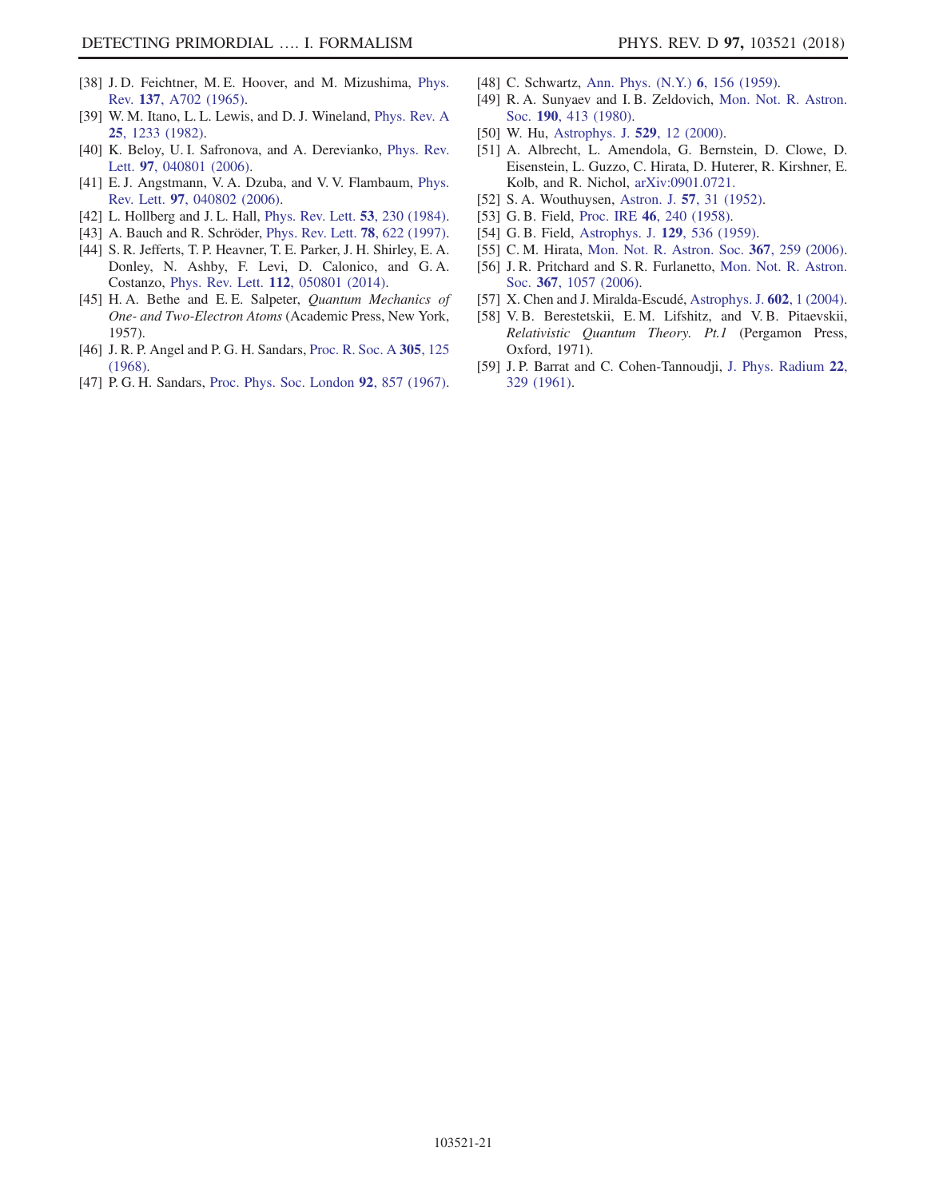[38] J. D. Feichtner, M. E. Hoover, and M. Mizushima, Phys. Rev. **137**, A702 (1965).

[39] W. M. Itano, L. L. Lewis, and D. J. Wineland, Phys. Rev. A **25**, 1233 (1982).

[40] K. Beloy, U. I. Safronova, and A. Derevianko, Phys. Rev. Lett. **97**, 040801 (2006).

[41] E. J. Angstmann, V. A. Dzuba, and V. V. Flambaum, Phys. Rev. Lett. **97**, 040802 (2006).

[42] L. Hollberg and J. L. Hall, Phys. Rev. Lett. **53**, 230 (1984).

[43] A. Bauch and R. Schröder, Phys. Rev. Lett. **78**, 622 (1997).

[44] S. R. Jefferts, T. P. Heavner, T. E. Parker, J. H. Shirley, E. A. Donley, N. Ashby, F. Levi, D. Calonico, and G. A. Costanzo, Phys. Rev. Lett. **112**, 050801 (2014).

[45] H. A. Bethe and E. E. Salpeter, *Quantum Mechanics of One- and Two-Electron Atoms* (Academic Press, New York, 1957).

[46] J. R. P. Angel and P. G. H. Sandars, Proc. R. Soc. A **305**, 125 (1968).

[47] P. G. H. Sandars, Proc. Phys. Soc. London **92**, 857 (1967).

[48] C. Schwartz, Ann. Phys. (N.Y.) **6**, 156 (1959).

[49] R. A. Sunyaev and I. B. Zeldovich, Mon. Not. R. Astron. Soc. **190**, 413 (1980).

[50] W. Hu, Astrophys. J. **529**, 12 (2000).

[51] A. Albrecht, L. Amendola, G. Bernstein, D. Clowe, D. Eisenstein, L. Guzzo, C. Hirata, D. Huterer, R. Kirshner, E. Kolb, and R. Nichol, arXiv:0901.0721.

[52] S. A. Wouthuysen, Astron. J. **57**, 31 (1952).

[53] G. B. Field, Proc. IRE **46**, 240 (1958).

[54] G. B. Field, Astrophys. J. **129**, 536 (1959).

[55] C. M. Hirata, Mon. Not. R. Astron. Soc. **367**, 259 (2006).

[56] J. R. Pritchard and S. R. Furlanetto, Mon. Not. R. Astron. Soc. **367**, 1057 (2006).

[57] X. Chen and J. Miralda-Escudé, Astrophys. J. **602**, 1 (2004).

[58] V. B. Berestetskii, E. M. Lifshitz, and V. B. Pitaevskii, *Relativistic Quantum Theory. Pt.1* (Pergamon Press, Oxford, 1971).

[59] J. P. Barrat and C. Cohen-Tannoudji, J. Phys. Radium **22**, 329 (1961).